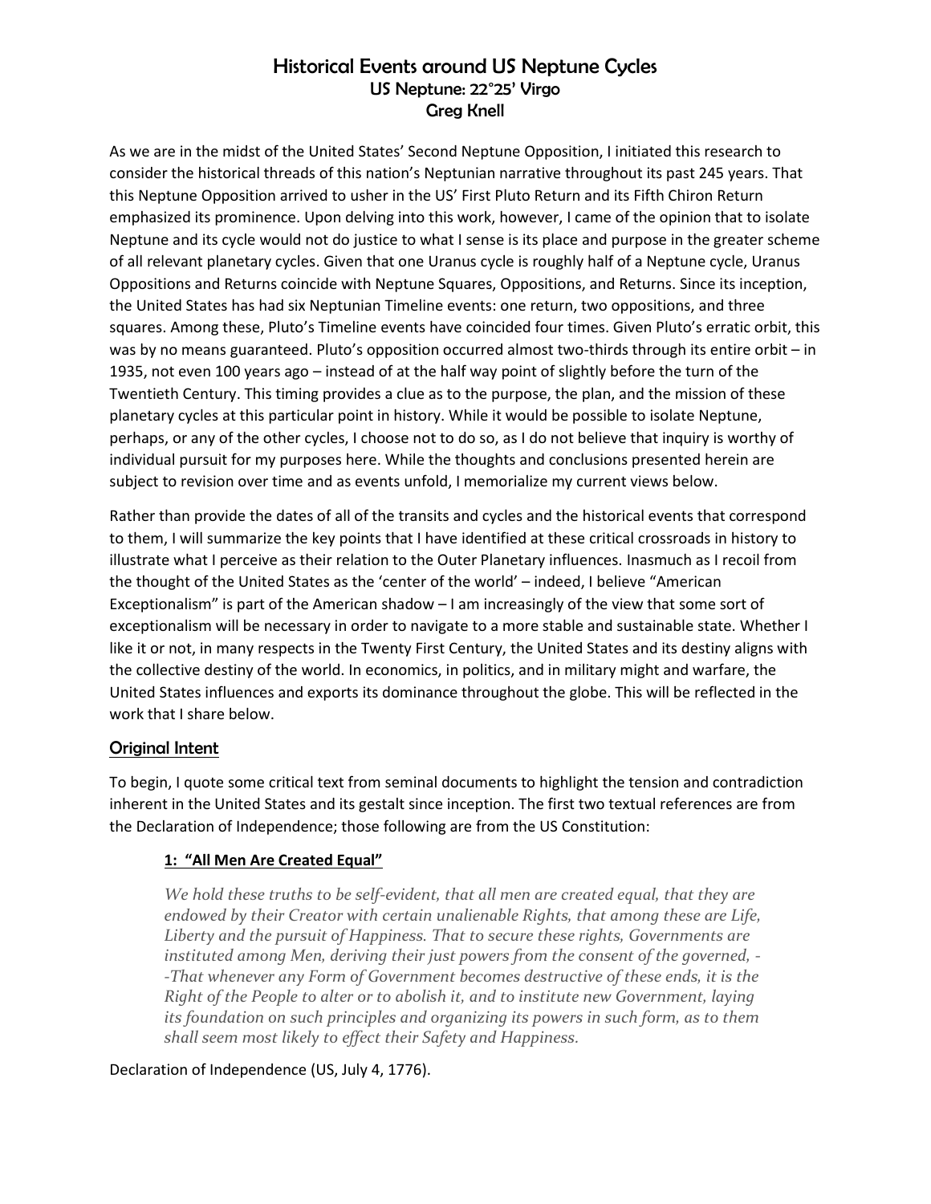# Historical Events around US Neptune Cycles

## US Neptune: 22°25' Virgo

## Greg Knell

As we are in the midst of the United States' Second Neptune Opposition, I initiated this research to consider the historical threads of this nation's Neptunian narrative throughout its past 245 years. That this Neptune Opposition arrived to usher in the US' First Pluto Return and its Fifth Chiron Return emphasized its prominence. Upon delving into this work, however, I came of the opinion that to isolate Neptune and its cycle would not do justice to what I sense is its place and purpose in the greater scheme of all relevant planetary cycles. Given that one Uranus cycle is roughly half of a Neptune cycle, Uranus Oppositions and Returns coincide with Neptune Squares, Oppositions, and Returns. Since its inception, the United States has had six Neptunian Timeline events: one return, two oppositions, and three squares. Among these, Pluto's Timeline events have coincided four times. Given Pluto's erratic orbit, this was by no means guaranteed. Pluto's opposition occurred almost two-thirds through its entire orbit – in 1935, not even 100 years ago – instead of at the half way point of slightly before the turn of the Twentieth Century. This timing provides a clue as to the purpose, the plan, and the mission of these planetary cycles at this particular point in history. While it would be possible to isolate Neptune, perhaps, or any of the other cycles, I choose not to do so, as I do not believe that inquiry is worthy of individual pursuit for my purposes here. While the thoughts and conclusions presented herein are subject to revision over time and as events unfold, I memorialize my current views below.

Rather than provide the dates of all of the transits and cycles and the historical events that correspond to them, I will summarize the key points that I have identified at these critical crossroads in history to illustrate what I perceive as their relation to the Outer Planetary influences. Inasmuch as I recoil from the thought of the United States as the 'center of the world' – indeed, I believe "American Exceptionalism" is part of the American shadow – I am increasingly of the view that some sort of exceptionalism will be necessary in order to navigate to a more stable and sustainable state. Whether I like it or not, in many respects in the Twenty First Century, the United States and its destiny aligns with the collective destiny of the world. In economics, in politics, and in military might and warfare, the United States influences and exports its dominance throughout the globe. This will be reflected in the work that I share below.

### Original Intent

To begin, I quote some critical text from seminal documents to highlight the tension and contradiction inherent in the United States and its gestalt since inception. The first two textual references are from the Declaration of Independence; those following are from the US Constitution:

#### 1: "All Men Are Created Equal"

> *We hold these truths to be self-evident, that all men are created equal, that they are endowed by their Creator with certain unalienable Rights, that among these are Life, Liberty and the pursuit of Happiness. That to secure these rights, Governments are instituted among Men, deriving their just powers from the consent of the governed, --That whenever any Form of Government becomes destructive of these ends, it is the Right of the People to alter or to abolish it, and to institute new Government, laying its foundation on such principles and organizing its powers in such form, as to them shall seem most likely to effect their Safety and Happiness.*

Declaration of Independence (US, July 4, 1776).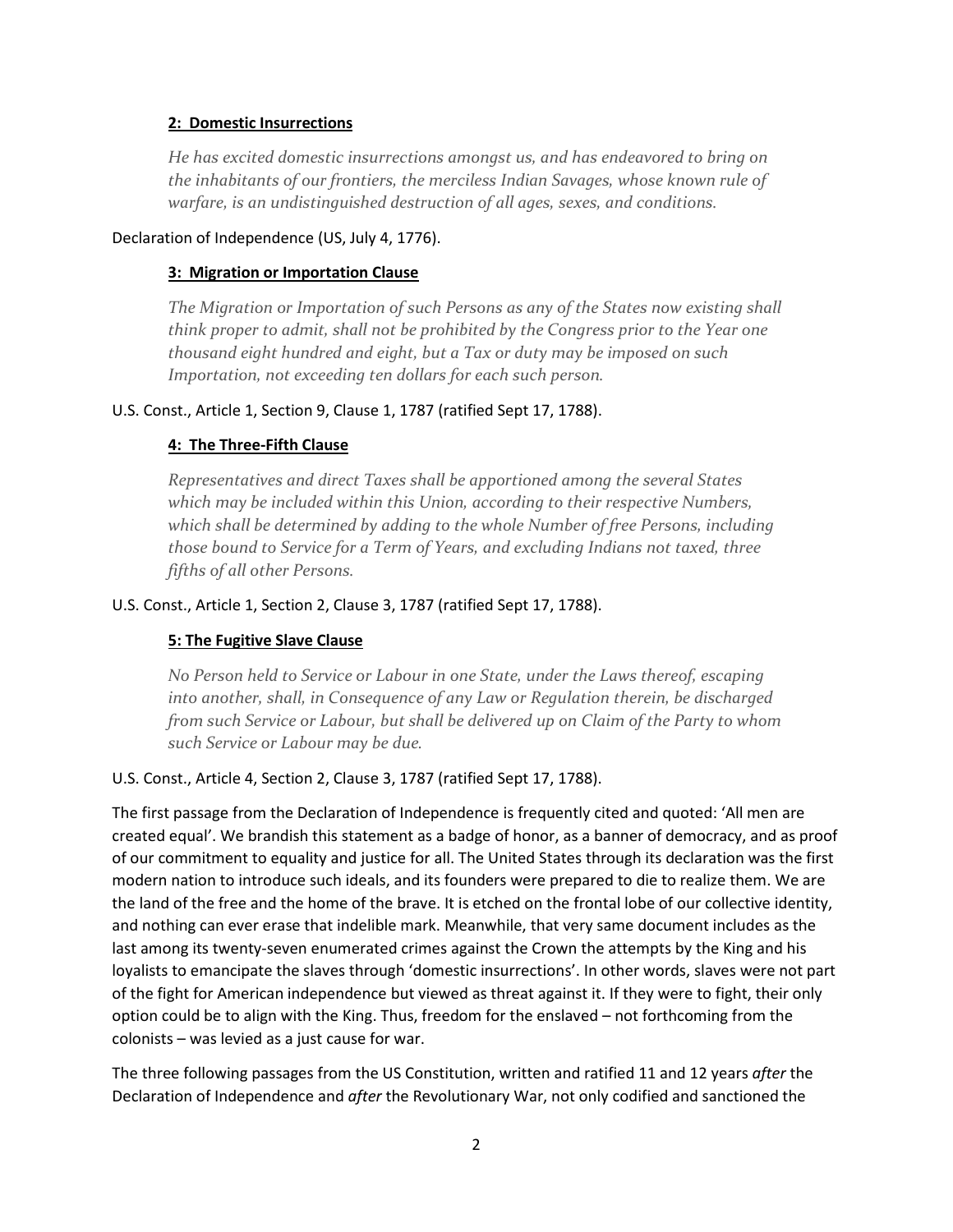**2: Domestic Insurrections**

> *He has excited domestic insurrections amongst us, and has endeavored to bring on the inhabitants of our frontiers, the merciless Indian Savages, whose known rule of warfare, is an undistinguished destruction of all ages, sexes, and conditions.*

Declaration of Independence (US, July 4, 1776).

**3: Migration or Importation Clause**

> *The Migration or Importation of such Persons as any of the States now existing shall think proper to admit, shall not be prohibited by the Congress prior to the Year one thousand eight hundred and eight, but a Tax or duty may be imposed on such Importation, not exceeding ten dollars for each such person.*

U.S. Const., Article 1, Section 9, Clause 1, 1787 (ratified Sept 17, 1788).

**4: The Three-Fifth Clause**

> *Representatives and direct Taxes shall be apportioned among the several States which may be included within this Union, according to their respective Numbers, which shall be determined by adding to the whole Number of free Persons, including those bound to Service for a Term of Years, and excluding Indians not taxed, three fifths of all other Persons.*

U.S. Const., Article 1, Section 2, Clause 3, 1787 (ratified Sept 17, 1788).

**5: The Fugitive Slave Clause**

> *No Person held to Service or Labour in one State, under the Laws thereof, escaping into another, shall, in Consequence of any Law or Regulation therein, be discharged from such Service or Labour, but shall be delivered up on Claim of the Party to whom such Service or Labour may be due.*

U.S. Const., Article 4, Section 2, Clause 3, 1787 (ratified Sept 17, 1788).

The first passage from the Declaration of Independence is frequently cited and quoted: 'All men are created equal'. We brandish this statement as a badge of honor, as a banner of democracy, and as proof of our commitment to equality and justice for all. The United States through its declaration was the first modern nation to introduce such ideals, and its founders were prepared to die to realize them. We are the land of the free and the home of the brave. It is etched on the frontal lobe of our collective identity, and nothing can ever erase that indelible mark. Meanwhile, that very same document includes as the last among its twenty-seven enumerated crimes against the Crown the attempts by the King and his loyalists to emancipate the slaves through 'domestic insurrections'. In other words, slaves were not part of the fight for American independence but viewed as threat against it. If they were to fight, their only option could be to align with the King. Thus, freedom for the enslaved – not forthcoming from the colonists – was levied as a just cause for war.

The three following passages from the US Constitution, written and ratified 11 and 12 years *after* the Declaration of Independence and *after* the Revolutionary War, not only codified and sanctioned the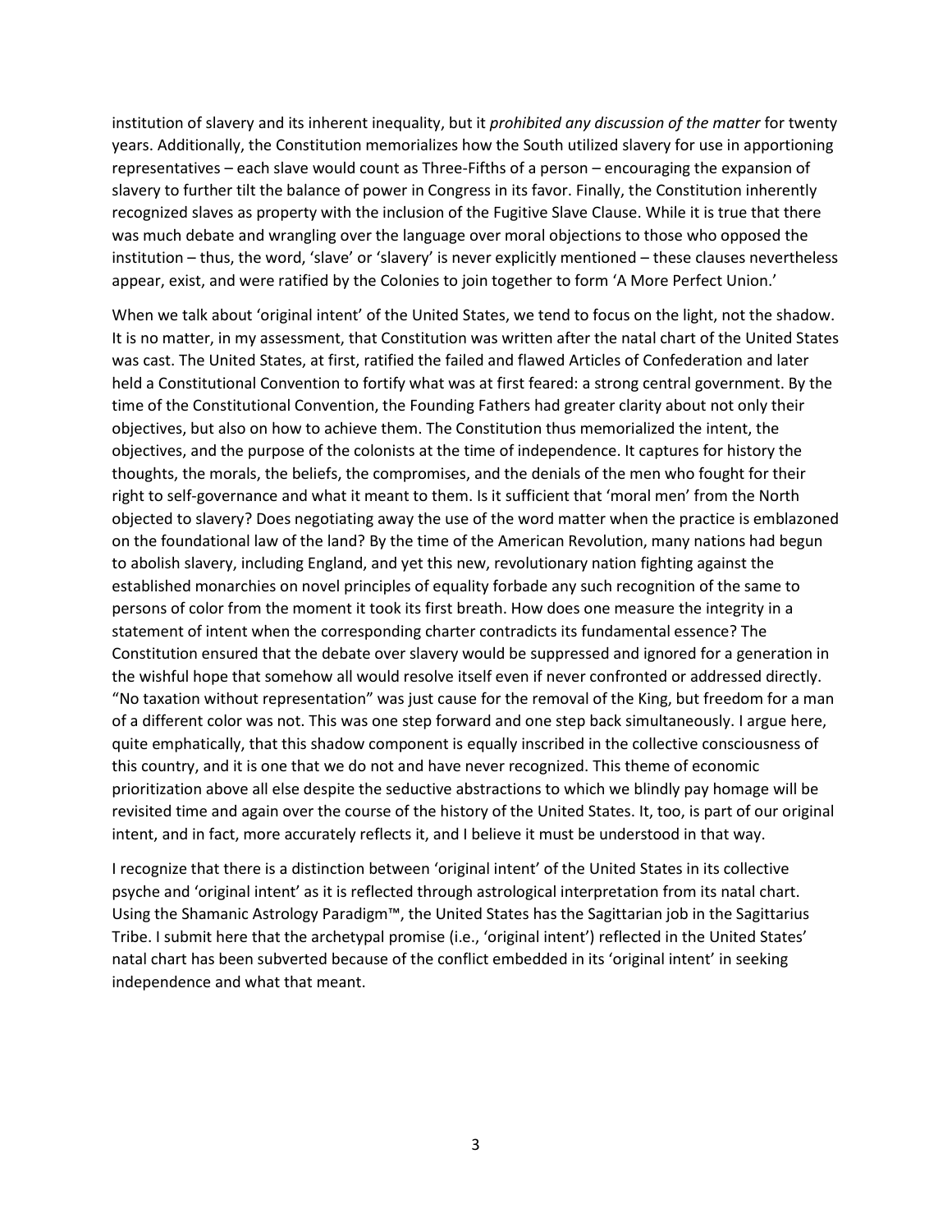institution of slavery and its inherent inequality, but it *prohibited any discussion of the matter* for twenty years. Additionally, the Constitution memorializes how the South utilized slavery for use in apportioning representatives – each slave would count as Three-Fifths of a person – encouraging the expansion of slavery to further tilt the balance of power in Congress in its favor. Finally, the Constitution inherently recognized slaves as property with the inclusion of the Fugitive Slave Clause. While it is true that there was much debate and wrangling over the language over moral objections to those who opposed the institution – thus, the word, 'slave' or 'slavery' is never explicitly mentioned – these clauses nevertheless appear, exist, and were ratified by the Colonies to join together to form 'A More Perfect Union.'

When we talk about 'original intent' of the United States, we tend to focus on the light, not the shadow. It is no matter, in my assessment, that Constitution was written after the natal chart of the United States was cast. The United States, at first, ratified the failed and flawed Articles of Confederation and later held a Constitutional Convention to fortify what was at first feared: a strong central government. By the time of the Constitutional Convention, the Founding Fathers had greater clarity about not only their objectives, but also on how to achieve them. The Constitution thus memorialized the intent, the objectives, and the purpose of the colonists at the time of independence. It captures for history the thoughts, the morals, the beliefs, the compromises, and the denials of the men who fought for their right to self-governance and what it meant to them. Is it sufficient that 'moral men' from the North objected to slavery? Does negotiating away the use of the word matter when the practice is emblazoned on the foundational law of the land? By the time of the American Revolution, many nations had begun to abolish slavery, including England, and yet this new, revolutionary nation fighting against the established monarchies on novel principles of equality forbade any such recognition of the same to persons of color from the moment it took its first breath. How does one measure the integrity in a statement of intent when the corresponding charter contradicts its fundamental essence? The Constitution ensured that the debate over slavery would be suppressed and ignored for a generation in the wishful hope that somehow all would resolve itself even if never confronted or addressed directly. "No taxation without representation" was just cause for the removal of the King, but freedom for a man of a different color was not. This was one step forward and one step back simultaneously. I argue here, quite emphatically, that this shadow component is equally inscribed in the collective consciousness of this country, and it is one that we do not and have never recognized. This theme of economic prioritization above all else despite the seductive abstractions to which we blindly pay homage will be revisited time and again over the course of the history of the United States. It, too, is part of our original intent, and in fact, more accurately reflects it, and I believe it must be understood in that way.

I recognize that there is a distinction between 'original intent' of the United States in its collective psyche and 'original intent' as it is reflected through astrological interpretation from its natal chart. Using the Shamanic Astrology Paradigm™, the United States has the Sagittarian job in the Sagittarius Tribe. I submit here that the archetypal promise (i.e., 'original intent') reflected in the United States' natal chart has been subverted because of the conflict embedded in its 'original intent' in seeking independence and what that meant.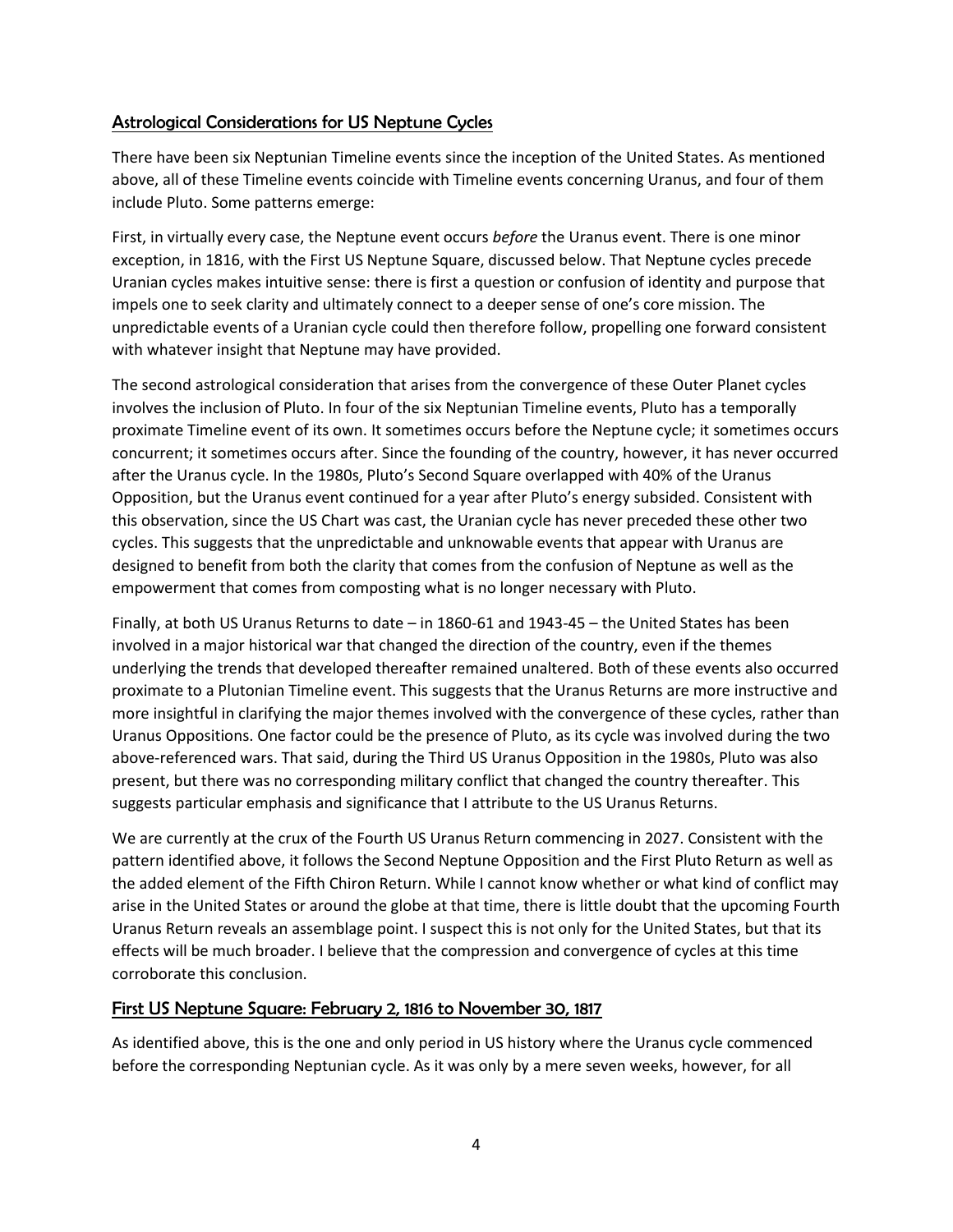## Astrological Considerations for US Neptune Cycles

There have been six Neptunian Timeline events since the inception of the United States. As mentioned above, all of these Timeline events coincide with Timeline events concerning Uranus, and four of them include Pluto. Some patterns emerge:

First, in virtually every case, the Neptune event occurs *before* the Uranus event. There is one minor exception, in 1816, with the First US Neptune Square, discussed below. That Neptune cycles precede Uranian cycles makes intuitive sense: there is first a question or confusion of identity and purpose that impels one to seek clarity and ultimately connect to a deeper sense of one's core mission. The unpredictable events of a Uranian cycle could then therefore follow, propelling one forward consistent with whatever insight that Neptune may have provided.

The second astrological consideration that arises from the convergence of these Outer Planet cycles involves the inclusion of Pluto. In four of the six Neptunian Timeline events, Pluto has a temporally proximate Timeline event of its own. It sometimes occurs before the Neptune cycle; it sometimes occurs concurrent; it sometimes occurs after. Since the founding of the country, however, it has never occurred after the Uranus cycle. In the 1980s, Pluto's Second Square overlapped with 40% of the Uranus Opposition, but the Uranus event continued for a year after Pluto's energy subsided. Consistent with this observation, since the US Chart was cast, the Uranian cycle has never preceded these other two cycles. This suggests that the unpredictable and unknowable events that appear with Uranus are designed to benefit from both the clarity that comes from the confusion of Neptune as well as the empowerment that comes from composting what is no longer necessary with Pluto.

Finally, at both US Uranus Returns to date – in 1860-61 and 1943-45 – the United States has been involved in a major historical war that changed the direction of the country, even if the themes underlying the trends that developed thereafter remained unaltered. Both of these events also occurred proximate to a Plutonian Timeline event. This suggests that the Uranus Returns are more instructive and more insightful in clarifying the major themes involved with the convergence of these cycles, rather than Uranus Oppositions. One factor could be the presence of Pluto, as its cycle was involved during the two above-referenced wars. That said, during the Third US Uranus Opposition in the 1980s, Pluto was also present, but there was no corresponding military conflict that changed the country thereafter. This suggests particular emphasis and significance that I attribute to the US Uranus Returns.

We are currently at the crux of the Fourth US Uranus Return commencing in 2027. Consistent with the pattern identified above, it follows the Second Neptune Opposition and the First Pluto Return as well as the added element of the Fifth Chiron Return. While I cannot know whether or what kind of conflict may arise in the United States or around the globe at that time, there is little doubt that the upcoming Fourth Uranus Return reveals an assemblage point. I suspect this is not only for the United States, but that its effects will be much broader. I believe that the compression and convergence of cycles at this time corroborate this conclusion.

## First US Neptune Square: February 2, 1816 to November 30, 1817

As identified above, this is the one and only period in US history where the Uranus cycle commenced before the corresponding Neptunian cycle. As it was only by a mere seven weeks, however, for all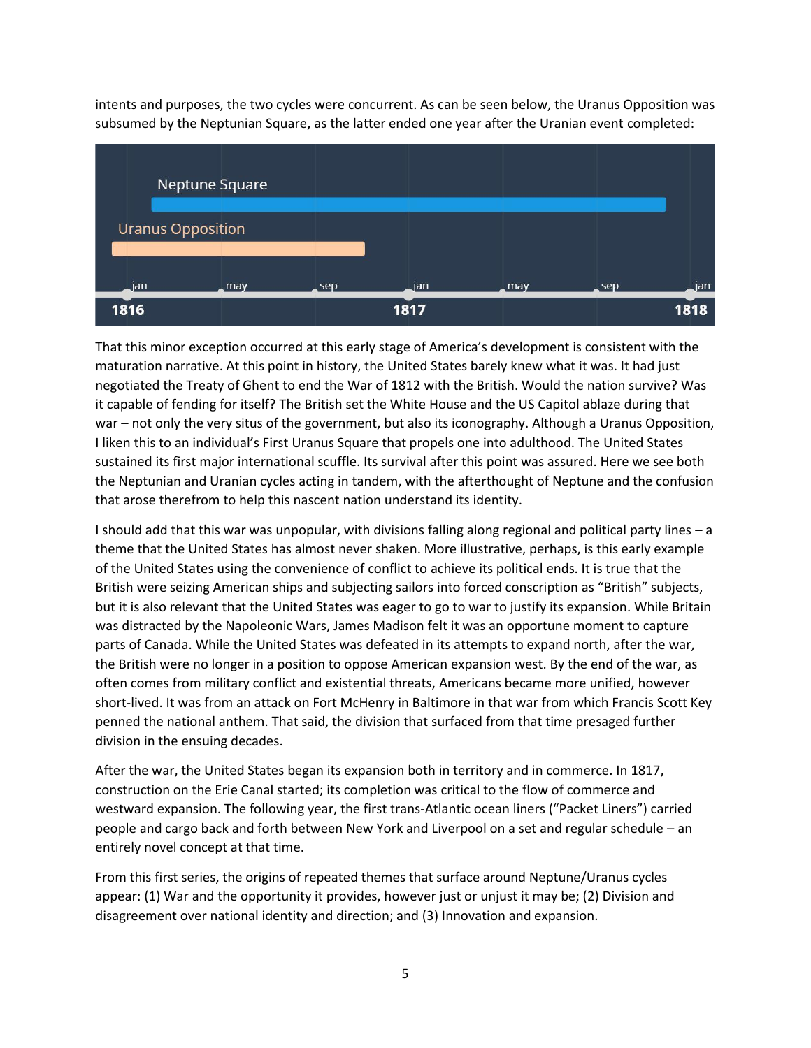intents and purposes, the two cycles were concurrent. As can be seen below, the Uranus Opposition was subsumed by the Neptunian Square, as the latter ended one year after the Uranian event completed:

That this minor exception occurred at this early stage of America's development is consistent with the maturation narrative. At this point in history, the United States barely knew what it was. It had just negotiated the Treaty of Ghent to end the War of 1812 with the British. Would the nation survive? Was it capable of fending for itself? The British set the White House and the US Capitol ablaze during that war – not only the very situs of the government, but also its iconography. Although a Uranus Opposition, I liken this to an individual's First Uranus Square that propels one into adulthood. The United States sustained its first major international scuffle. Its survival after this point was assured. Here we see both the Neptunian and Uranian cycles acting in tandem, with the afterthought of Neptune and the confusion that arose therefrom to help this nascent nation understand its identity.

I should add that this war was unpopular, with divisions falling along regional and political party lines – a theme that the United States has almost never shaken. More illustrative, perhaps, is this early example of the United States using the convenience of conflict to achieve its political ends. It is true that the British were seizing American ships and subjecting sailors into forced conscription as "British" subjects, but it is also relevant that the United States was eager to go to war to justify its expansion. While Britain was distracted by the Napoleonic Wars, James Madison felt it was an opportune moment to capture parts of Canada. While the United States was defeated in its attempts to expand north, after the war, the British were no longer in a position to oppose American expansion west. By the end of the war, as often comes from military conflict and existential threats, Americans became more unified, however short-lived. It was from an attack on Fort McHenry in Baltimore in that war from which Francis Scott Key penned the national anthem. That said, the division that surfaced from that time presaged further division in the ensuing decades.

After the war, the United States began its expansion both in territory and in commerce. In 1817, construction on the Erie Canal started; its completion was critical to the flow of commerce and westward expansion. The following year, the first trans-Atlantic ocean liners ("Packet Liners") carried people and cargo back and forth between New York and Liverpool on a set and regular schedule – an entirely novel concept at that time.

From this first series, the origins of repeated themes that surface around Neptune/Uranus cycles appear: (1) War and the opportunity it provides, however just or unjust it may be; (2) Division and disagreement over national identity and direction; and (3) Innovation and expansion.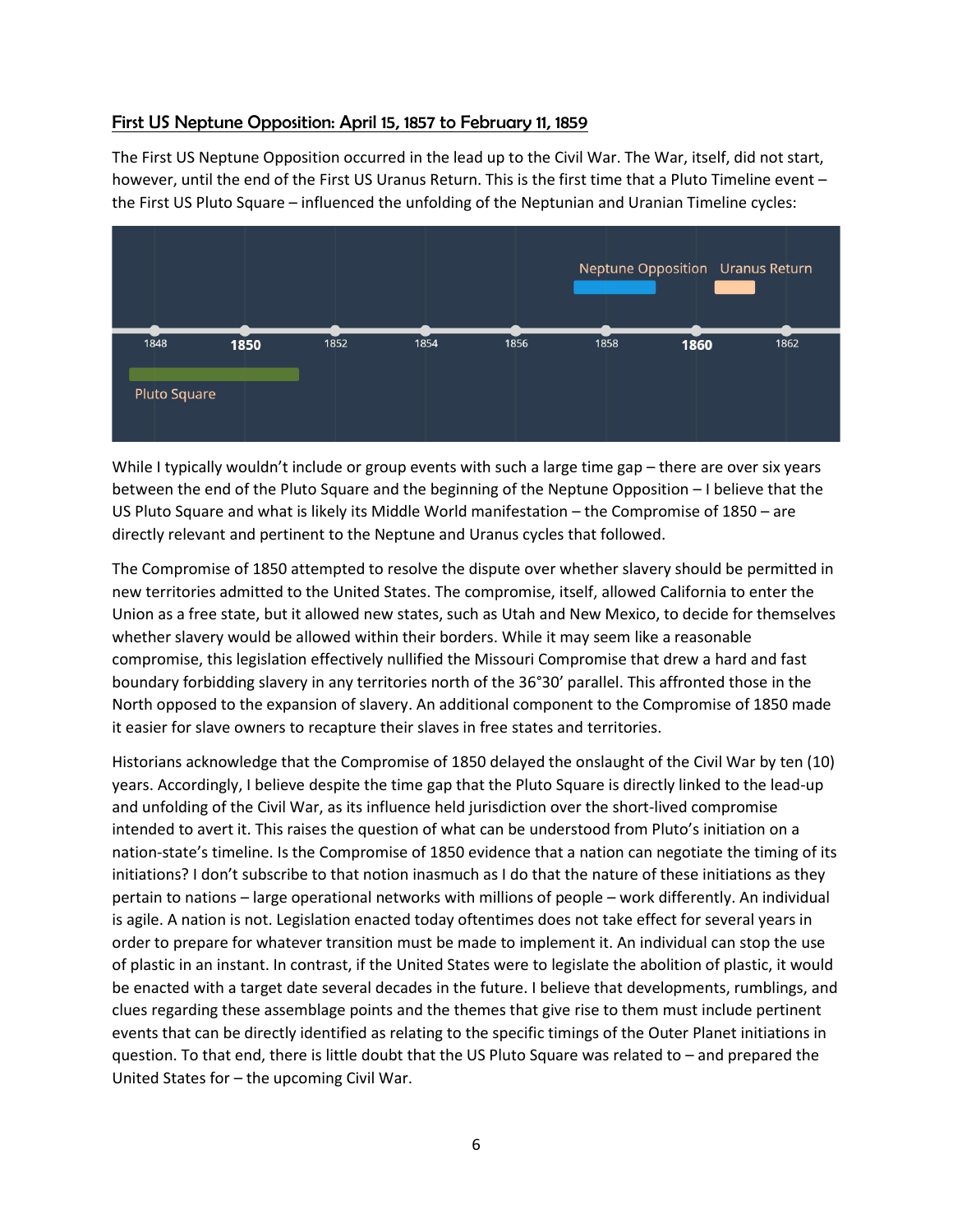## First US Neptune Opposition: April 15, 1857 to February 11, 1859

The First US Neptune Opposition occurred in the lead up to the Civil War. The War, itself, did not start, however, until the end of the First US Uranus Return. This is the first time that a Pluto Timeline event – the First US Pluto Square – influenced the unfolding of the Neptunian and Uranian Timeline cycles:

While I typically wouldn't include or group events with such a large time gap – there are over six years between the end of the Pluto Square and the beginning of the Neptune Opposition – I believe that the US Pluto Square and what is likely its Middle World manifestation – the Compromise of 1850 – are directly relevant and pertinent to the Neptune and Uranus cycles that followed.

The Compromise of 1850 attempted to resolve the dispute over whether slavery should be permitted in new territories admitted to the United States. The compromise, itself, allowed California to enter the Union as a free state, but it allowed new states, such as Utah and New Mexico, to decide for themselves whether slavery would be allowed within their borders. While it may seem like a reasonable compromise, this legislation effectively nullified the Missouri Compromise that drew a hard and fast boundary forbidding slavery in any territories north of the 36°30' parallel. This affronted those in the North opposed to the expansion of slavery. An additional component to the Compromise of 1850 made it easier for slave owners to recapture their slaves in free states and territories.

Historians acknowledge that the Compromise of 1850 delayed the onslaught of the Civil War by ten (10) years. Accordingly, I believe despite the time gap that the Pluto Square is directly linked to the lead-up and unfolding of the Civil War, as its influence held jurisdiction over the short-lived compromise intended to avert it. This raises the question of what can be understood from Pluto's initiation on a nation-state's timeline. Is the Compromise of 1850 evidence that a nation can negotiate the timing of its initiations? I don't subscribe to that notion inasmuch as I do that the nature of these initiations as they pertain to nations – large operational networks with millions of people – work differently. An individual is agile. A nation is not. Legislation enacted today oftentimes does not take effect for several years in order to prepare for whatever transition must be made to implement it. An individual can stop the use of plastic in an instant. In contrast, if the United States were to legislate the abolition of plastic, it would be enacted with a target date several decades in the future. I believe that developments, rumblings, and clues regarding these assemblage points and the themes that give rise to them must include pertinent events that can be directly identified as relating to the specific timings of the Outer Planet initiations in question. To that end, there is little doubt that the US Pluto Square was related to – and prepared the United States for – the upcoming Civil War.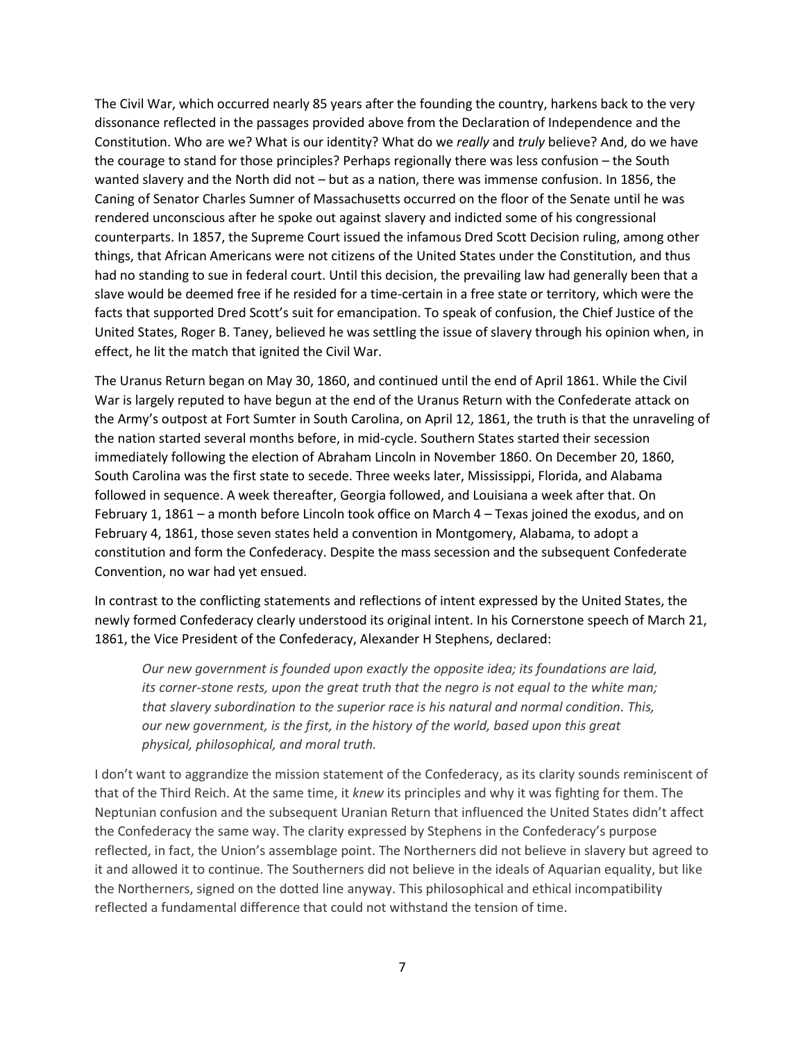The Civil War, which occurred nearly 85 years after the founding the country, harkens back to the very dissonance reflected in the passages provided above from the Declaration of Independence and the Constitution. Who are we? What is our identity? What do we *really* and *truly* believe? And, do we have the courage to stand for those principles? Perhaps regionally there was less confusion – the South wanted slavery and the North did not – but as a nation, there was immense confusion. In 1856, the Caning of Senator Charles Sumner of Massachusetts occurred on the floor of the Senate until he was rendered unconscious after he spoke out against slavery and indicted some of his congressional counterparts. In 1857, the Supreme Court issued the infamous Dred Scott Decision ruling, among other things, that African Americans were not citizens of the United States under the Constitution, and thus had no standing to sue in federal court. Until this decision, the prevailing law had generally been that a slave would be deemed free if he resided for a time-certain in a free state or territory, which were the facts that supported Dred Scott's suit for emancipation. To speak of confusion, the Chief Justice of the United States, Roger B. Taney, believed he was settling the issue of slavery through his opinion when, in effect, he lit the match that ignited the Civil War.

The Uranus Return began on May 30, 1860, and continued until the end of April 1861. While the Civil War is largely reputed to have begun at the end of the Uranus Return with the Confederate attack on the Army's outpost at Fort Sumter in South Carolina, on April 12, 1861, the truth is that the unraveling of the nation started several months before, in mid-cycle. Southern States started their secession immediately following the election of Abraham Lincoln in November 1860. On December 20, 1860, South Carolina was the first state to secede. Three weeks later, Mississippi, Florida, and Alabama followed in sequence. A week thereafter, Georgia followed, and Louisiana a week after that. On February 1, 1861 – a month before Lincoln took office on March 4 – Texas joined the exodus, and on February 4, 1861, those seven states held a convention in Montgomery, Alabama, to adopt a constitution and form the Confederacy. Despite the mass secession and the subsequent Confederate Convention, no war had yet ensued.

In contrast to the conflicting statements and reflections of intent expressed by the United States, the newly formed Confederacy clearly understood its original intent. In his Cornerstone speech of March 21, 1861, the Vice President of the Confederacy, Alexander H Stephens, declared:

> *Our new government is founded upon exactly the opposite idea; its foundations are laid, its corner-stone rests, upon the great truth that the negro is not equal to the white man; that slavery subordination to the superior race is his natural and normal condition. This, our new government, is the first, in the history of the world, based upon this great physical, philosophical, and moral truth.*

I don't want to aggrandize the mission statement of the Confederacy, as its clarity sounds reminiscent of that of the Third Reich. At the same time, it *knew* its principles and why it was fighting for them. The Neptunian confusion and the subsequent Uranian Return that influenced the United States didn't affect the Confederacy the same way. The clarity expressed by Stephens in the Confederacy's purpose reflected, in fact, the Union's assemblage point. The Northerners did not believe in slavery but agreed to it and allowed it to continue. The Southerners did not believe in the ideals of Aquarian equality, but like the Northerners, signed on the dotted line anyway. This philosophical and ethical incompatibility reflected a fundamental difference that could not withstand the tension of time.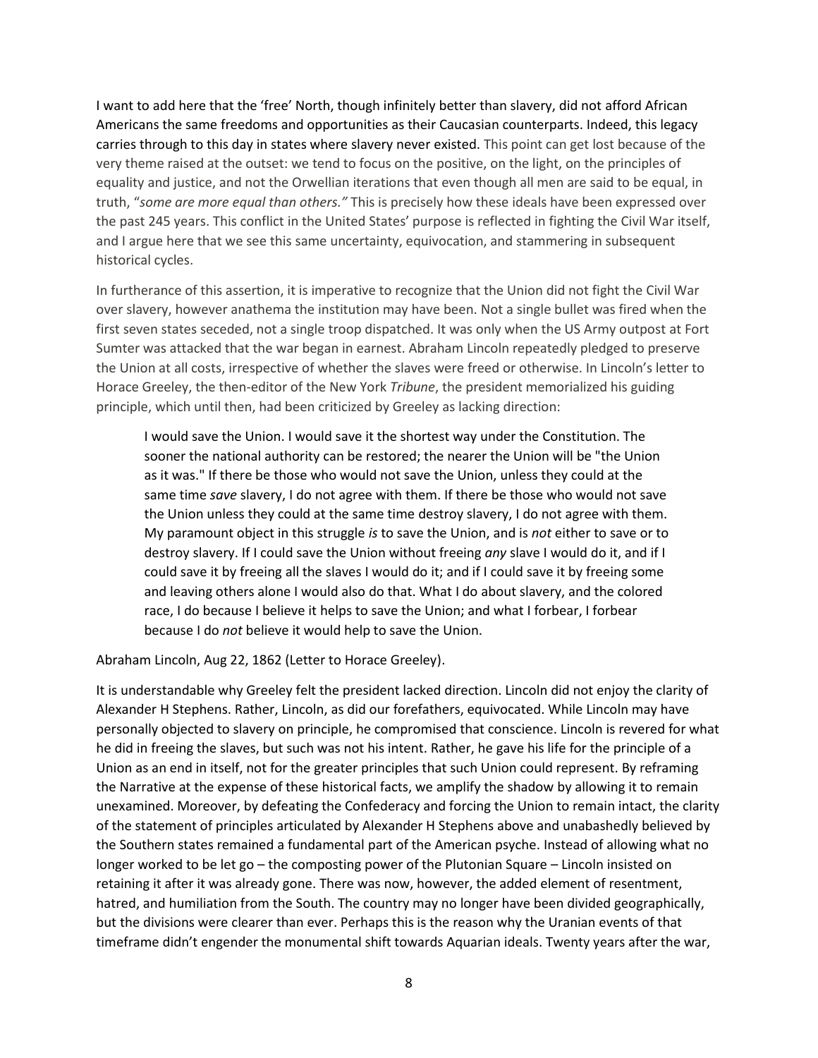I want to add here that the 'free' North, though infinitely better than slavery, did not afford African Americans the same freedoms and opportunities as their Caucasian counterparts. Indeed, this legacy carries through to this day in states where slavery never existed. This point can get lost because of the very theme raised at the outset: we tend to focus on the positive, on the light, on the principles of equality and justice, and not the Orwellian iterations that even though all men are said to be equal, in truth, "*some are more equal than others.*" This is precisely how these ideals have been expressed over the past 245 years. This conflict in the United States' purpose is reflected in fighting the Civil War itself, and I argue here that we see this same uncertainty, equivocation, and stammering in subsequent historical cycles.

In furtherance of this assertion, it is imperative to recognize that the Union did not fight the Civil War over slavery, however anathema the institution may have been. Not a single bullet was fired when the first seven states seceded, not a single troop dispatched. It was only when the US Army outpost at Fort Sumter was attacked that the war began in earnest. Abraham Lincoln repeatedly pledged to preserve the Union at all costs, irrespective of whether the slaves were freed or otherwise. In Lincoln's letter to Horace Greeley, the then-editor of the New York *Tribune*, the president memorialized his guiding principle, which until then, had been criticized by Greeley as lacking direction:

> I would save the Union. I would save it the shortest way under the Constitution. The sooner the national authority can be restored; the nearer the Union will be "the Union as it was." If there be those who would not save the Union, unless they could at the same time *save* slavery, I do not agree with them. If there be those who would not save the Union unless they could at the same time destroy slavery, I do not agree with them. My paramount object in this struggle *is* to save the Union, and is *not* either to save or to destroy slavery. If I could save the Union without freeing *any* slave I would do it, and if I could save it by freeing all the slaves I would do it; and if I could save it by freeing some and leaving others alone I would also do that. What I do about slavery, and the colored race, I do because I believe it helps to save the Union; and what I forbear, I forbear because I do *not* believe it would help to save the Union.

Abraham Lincoln, Aug 22, 1862 (Letter to Horace Greeley).

It is understandable why Greeley felt the president lacked direction. Lincoln did not enjoy the clarity of Alexander H Stephens. Rather, Lincoln, as did our forefathers, equivocated. While Lincoln may have personally objected to slavery on principle, he compromised that conscience. Lincoln is revered for what he did in freeing the slaves, but such was not his intent. Rather, he gave his life for the principle of a Union as an end in itself, not for the greater principles that such Union could represent. By reframing the Narrative at the expense of these historical facts, we amplify the shadow by allowing it to remain unexamined. Moreover, by defeating the Confederacy and forcing the Union to remain intact, the clarity of the statement of principles articulated by Alexander H Stephens above and unabashedly believed by the Southern states remained a fundamental part of the American psyche. Instead of allowing what no longer worked to be let go – the composting power of the Plutonian Square – Lincoln insisted on retaining it after it was already gone. There was now, however, the added element of resentment, hatred, and humiliation from the South. The country may no longer have been divided geographically, but the divisions were clearer than ever. Perhaps this is the reason why the Uranian events of that timeframe didn't engender the monumental shift towards Aquarian ideals. Twenty years after the war,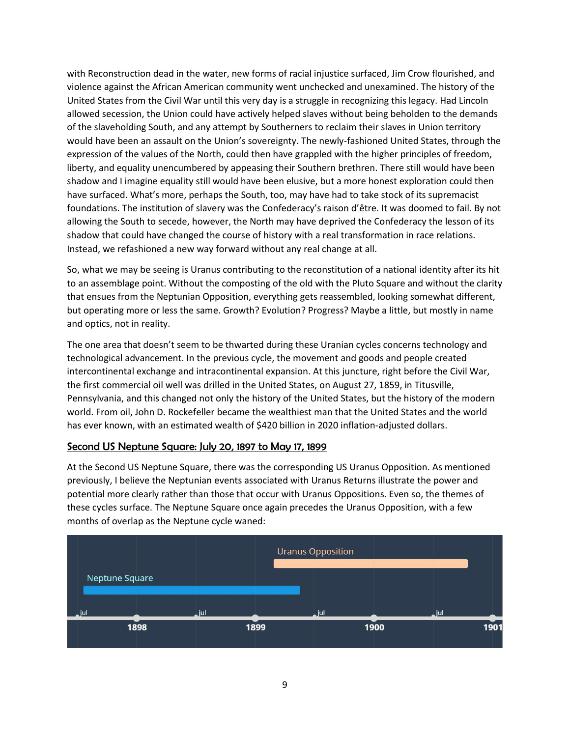with Reconstruction dead in the water, new forms of racial injustice surfaced, Jim Crow flourished, and violence against the African American community went unchecked and unexamined. The history of the United States from the Civil War until this very day is a struggle in recognizing this legacy. Had Lincoln allowed secession, the Union could have actively helped slaves without being beholden to the demands of the slaveholding South, and any attempt by Southerners to reclaim their slaves in Union territory would have been an assault on the Union's sovereignty. The newly-fashioned United States, through the expression of the values of the North, could then have grappled with the higher principles of freedom, liberty, and equality unencumbered by appeasing their Southern brethren. There still would have been shadow and I imagine equality still would have been elusive, but a more honest exploration could then have surfaced. What's more, perhaps the South, too, may have had to take stock of its supremacist foundations. The institution of slavery was the Confederacy's raison d'être. It was doomed to fail. By not allowing the South to secede, however, the North may have deprived the Confederacy the lesson of its shadow that could have changed the course of history with a real transformation in race relations. Instead, we refashioned a new way forward without any real change at all.

So, what we may be seeing is Uranus contributing to the reconstitution of a national identity after its hit to an assemblage point. Without the composting of the old with the Pluto Square and without the clarity that ensues from the Neptunian Opposition, everything gets reassembled, looking somewhat different, but operating more or less the same. Growth? Evolution? Progress? Maybe a little, but mostly in name and optics, not in reality.

The one area that doesn't seem to be thwarted during these Uranian cycles concerns technology and technological advancement. In the previous cycle, the movement and goods and people created intercontinental exchange and intracontinental expansion. At this juncture, right before the Civil War, the first commercial oil well was drilled in the United States, on August 27, 1859, in Titusville, Pennsylvania, and this changed not only the history of the United States, but the history of the modern world. From oil, John D. Rockefeller became the wealthiest man that the United States and the world has ever known, with an estimated wealth of $420 billion in 2020 inflation-adjusted dollars.

## Second US Neptune Square: July 20, 1897 to May 17, 1899

At the Second US Neptune Square, there was the corresponding US Uranus Opposition. As mentioned previously, I believe the Neptunian events associated with Uranus Returns illustrate the power and potential more clearly rather than those that occur with Uranus Oppositions. Even so, the themes of these cycles surface. The Neptune Square once again precedes the Uranus Opposition, with a few months of overlap as the Neptune cycle waned:

Uranus Opposition

Neptune Square

jul 1898 jul 1899 jul 1900 jul 1901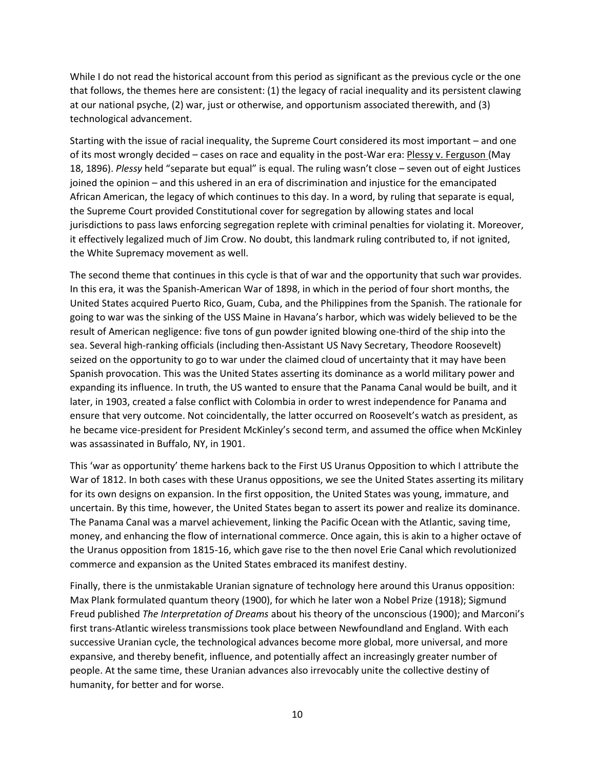While I do not read the historical account from this period as significant as the previous cycle or the one that follows, the themes here are consistent: (1) the legacy of racial inequality and its persistent clawing at our national psyche, (2) war, just or otherwise, and opportunism associated therewith, and (3) technological advancement.

Starting with the issue of racial inequality, the Supreme Court considered its most important – and one of its most wrongly decided – cases on race and equality in the post-War era: Plessy v. Ferguson (May 18, 1896). *Plessy* held "separate but equal" is equal. The ruling wasn't close – seven out of eight Justices joined the opinion – and this ushered in an era of discrimination and injustice for the emancipated African American, the legacy of which continues to this day. In a word, by ruling that separate is equal, the Supreme Court provided Constitutional cover for segregation by allowing states and local jurisdictions to pass laws enforcing segregation replete with criminal penalties for violating it. Moreover, it effectively legalized much of Jim Crow. No doubt, this landmark ruling contributed to, if not ignited, the White Supremacy movement as well.

The second theme that continues in this cycle is that of war and the opportunity that such war provides. In this era, it was the Spanish-American War of 1898, in which in the period of four short months, the United States acquired Puerto Rico, Guam, Cuba, and the Philippines from the Spanish. The rationale for going to war was the sinking of the USS Maine in Havana's harbor, which was widely believed to be the result of American negligence: five tons of gun powder ignited blowing one-third of the ship into the sea. Several high-ranking officials (including then-Assistant US Navy Secretary, Theodore Roosevelt) seized on the opportunity to go to war under the claimed cloud of uncertainty that it may have been Spanish provocation. This was the United States asserting its dominance as a world military power and expanding its influence. In truth, the US wanted to ensure that the Panama Canal would be built, and it later, in 1903, created a false conflict with Colombia in order to wrest independence for Panama and ensure that very outcome. Not coincidentally, the latter occurred on Roosevelt's watch as president, as he became vice-president for President McKinley's second term, and assumed the office when McKinley was assassinated in Buffalo, NY, in 1901.

This 'war as opportunity' theme harkens back to the First US Uranus Opposition to which I attribute the War of 1812. In both cases with these Uranus oppositions, we see the United States asserting its military for its own designs on expansion. In the first opposition, the United States was young, immature, and uncertain. By this time, however, the United States began to assert its power and realize its dominance. The Panama Canal was a marvel achievement, linking the Pacific Ocean with the Atlantic, saving time, money, and enhancing the flow of international commerce. Once again, this is akin to a higher octave of the Uranus opposition from 1815-16, which gave rise to the then novel Erie Canal which revolutionized commerce and expansion as the United States embraced its manifest destiny.

Finally, there is the unmistakable Uranian signature of technology here around this Uranus opposition: Max Plank formulated quantum theory (1900), for which he later won a Nobel Prize (1918); Sigmund Freud published *The Interpretation of Dreams* about his theory of the unconscious (1900); and Marconi's first trans-Atlantic wireless transmissions took place between Newfoundland and England. With each successive Uranian cycle, the technological advances become more global, more universal, and more expansive, and thereby benefit, influence, and potentially affect an increasingly greater number of people. At the same time, these Uranian advances also irrevocably unite the collective destiny of humanity, for better and for worse.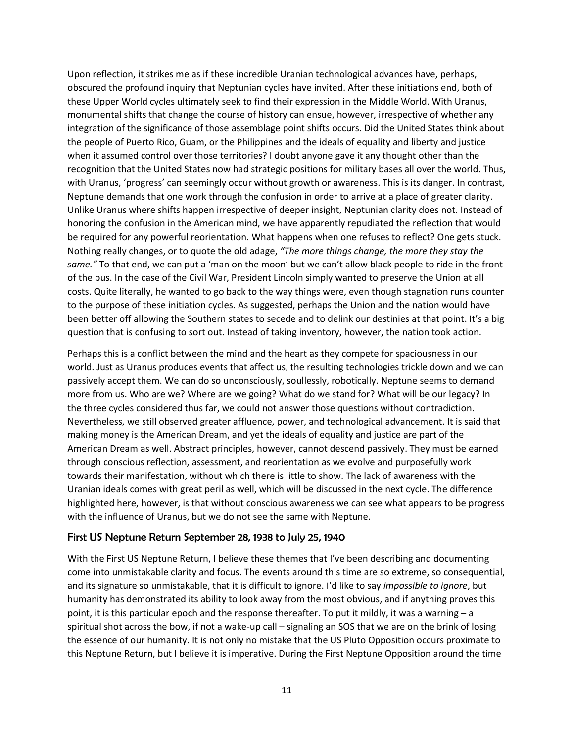Upon reflection, it strikes me as if these incredible Uranian technological advances have, perhaps, obscured the profound inquiry that Neptunian cycles have invited. After these initiations end, both of these Upper World cycles ultimately seek to find their expression in the Middle World. With Uranus, monumental shifts that change the course of history can ensue, however, irrespective of whether any integration of the significance of those assemblage point shifts occurs. Did the United States think about the people of Puerto Rico, Guam, or the Philippines and the ideals of equality and liberty and justice when it assumed control over those territories? I doubt anyone gave it any thought other than the recognition that the United States now had strategic positions for military bases all over the world. Thus, with Uranus, 'progress' can seemingly occur without growth or awareness. This is its danger. In contrast, Neptune demands that one work through the confusion in order to arrive at a place of greater clarity. Unlike Uranus where shifts happen irrespective of deeper insight, Neptunian clarity does not. Instead of honoring the confusion in the American mind, we have apparently repudiated the reflection that would be required for any powerful reorientation. What happens when one refuses to reflect? One gets stuck. Nothing really changes, or to quote the old adage, *"The more things change, the more they stay the same."* To that end, we can put a 'man on the moon' but we can't allow black people to ride in the front of the bus. In the case of the Civil War, President Lincoln simply wanted to preserve the Union at all costs. Quite literally, he wanted to go back to the way things were, even though stagnation runs counter to the purpose of these initiation cycles. As suggested, perhaps the Union and the nation would have been better off allowing the Southern states to secede and to delink our destinies at that point. It's a big question that is confusing to sort out. Instead of taking inventory, however, the nation took action.

Perhaps this is a conflict between the mind and the heart as they compete for spaciousness in our world. Just as Uranus produces events that affect us, the resulting technologies trickle down and we can passively accept them. We can do so unconsciously, soullessly, robotically. Neptune seems to demand more from us. Who are we? Where are we going? What do we stand for? What will be our legacy? In the three cycles considered thus far, we could not answer those questions without contradiction. Nevertheless, we still observed greater affluence, power, and technological advancement. It is said that making money is the American Dream, and yet the ideals of equality and justice are part of the American Dream as well. Abstract principles, however, cannot descend passively. They must be earned through conscious reflection, assessment, and reorientation as we evolve and purposefully work towards their manifestation, without which there is little to show. The lack of awareness with the Uranian ideals comes with great peril as well, which will be discussed in the next cycle. The difference highlighted here, however, is that without conscious awareness we can see what appears to be progress with the influence of Uranus, but we do not see the same with Neptune.

## First US Neptune Return September 28, 1938 to July 25, 1940

With the First US Neptune Return, I believe these themes that I've been describing and documenting come into unmistakable clarity and focus. The events around this time are so extreme, so consequential, and its signature so unmistakable, that it is difficult to ignore. I'd like to say *impossible to ignore*, but humanity has demonstrated its ability to look away from the most obvious, and if anything proves this point, it is this particular epoch and the response thereafter. To put it mildly, it was a warning – a spiritual shot across the bow, if not a wake-up call – signaling an SOS that we are on the brink of losing the essence of our humanity. It is not only no mistake that the US Pluto Opposition occurs proximate to this Neptune Return, but I believe it is imperative. During the First Neptune Opposition around the time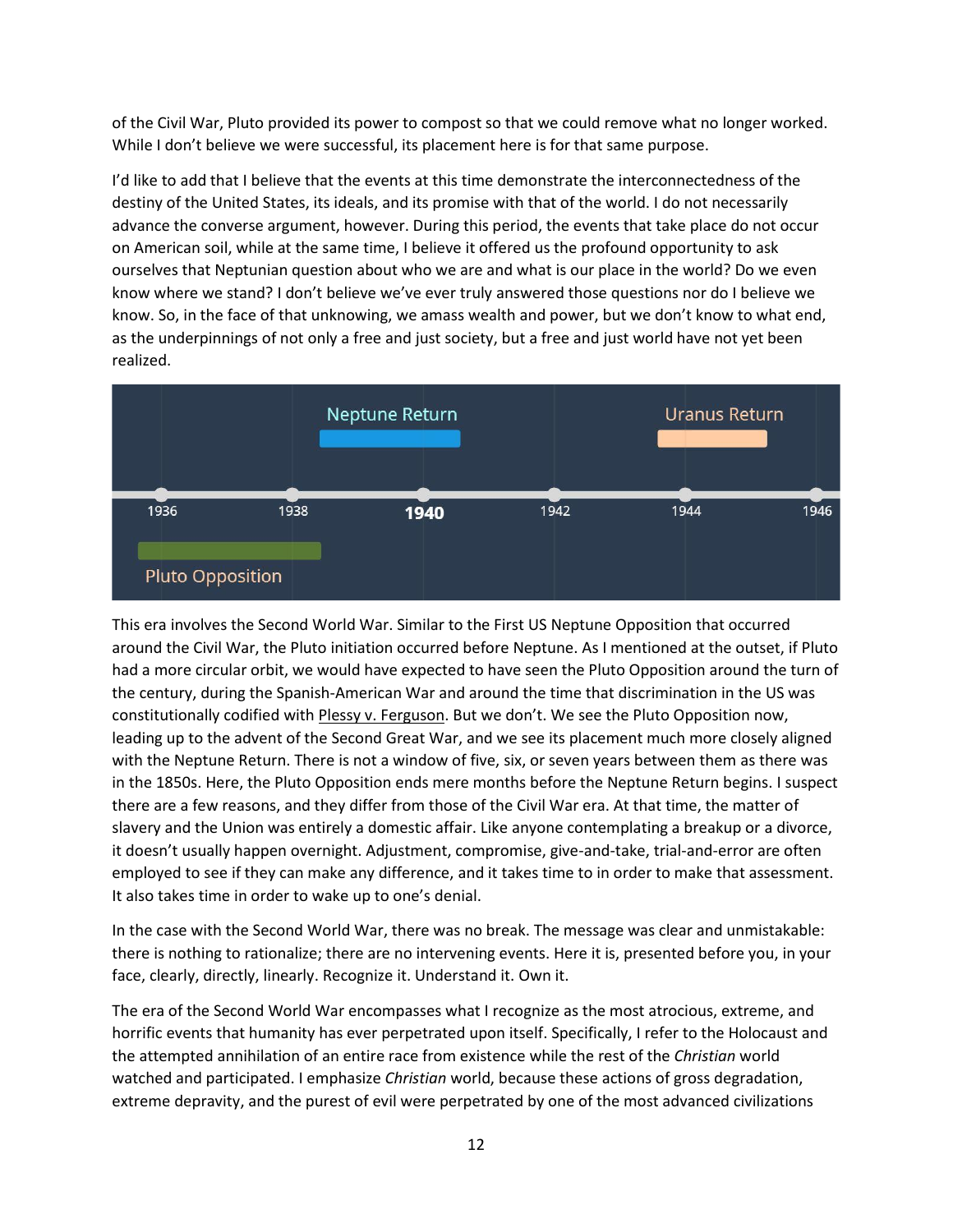of the Civil War, Pluto provided its power to compost so that we could remove what no longer worked. While I don't believe we were successful, its placement here is for that same purpose.

I'd like to add that I believe that the events at this time demonstrate the interconnectedness of the destiny of the United States, its ideals, and its promise with that of the world. I do not necessarily advance the converse argument, however. During this period, the events that take place do not occur on American soil, while at the same time, I believe it offered us the profound opportunity to ask ourselves that Neptunian question about who we are and what is our place in the world? Do we even know where we stand? I don't believe we've ever truly answered those questions nor do I believe we know. So, in the face of that unknowing, we amass wealth and power, but we don't know to what end, as the underpinnings of not only a free and just society, but a free and just world have not yet been realized.

This era involves the Second World War. Similar to the First US Neptune Opposition that occurred around the Civil War, the Pluto initiation occurred before Neptune. As I mentioned at the outset, if Pluto had a more circular orbit, we would have expected to have seen the Pluto Opposition around the turn of the century, during the Spanish-American War and around the time that discrimination in the US was constitutionally codified with Plessy v. Ferguson. But we don't. We see the Pluto Opposition now, leading up to the advent of the Second Great War, and we see its placement much more closely aligned with the Neptune Return. There is not a window of five, six, or seven years between them as there was in the 1850s. Here, the Pluto Opposition ends mere months before the Neptune Return begins. I suspect there are a few reasons, and they differ from those of the Civil War era. At that time, the matter of slavery and the Union was entirely a domestic affair. Like anyone contemplating a breakup or a divorce, it doesn't usually happen overnight. Adjustment, compromise, give-and-take, trial-and-error are often employed to see if they can make any difference, and it takes time to in order to make that assessment. It also takes time in order to wake up to one's denial.

In the case with the Second World War, there was no break. The message was clear and unmistakable: there is nothing to rationalize; there are no intervening events. Here it is, presented before you, in your face, clearly, directly, linearly. Recognize it. Understand it. Own it.

The era of the Second World War encompasses what I recognize as the most atrocious, extreme, and horrific events that humanity has ever perpetrated upon itself. Specifically, I refer to the Holocaust and the attempted annihilation of an entire race from existence while the rest of the *Christian* world watched and participated. I emphasize *Christian* world, because these actions of gross degradation, extreme depravity, and the purest of evil were perpetrated by one of the most advanced civilizations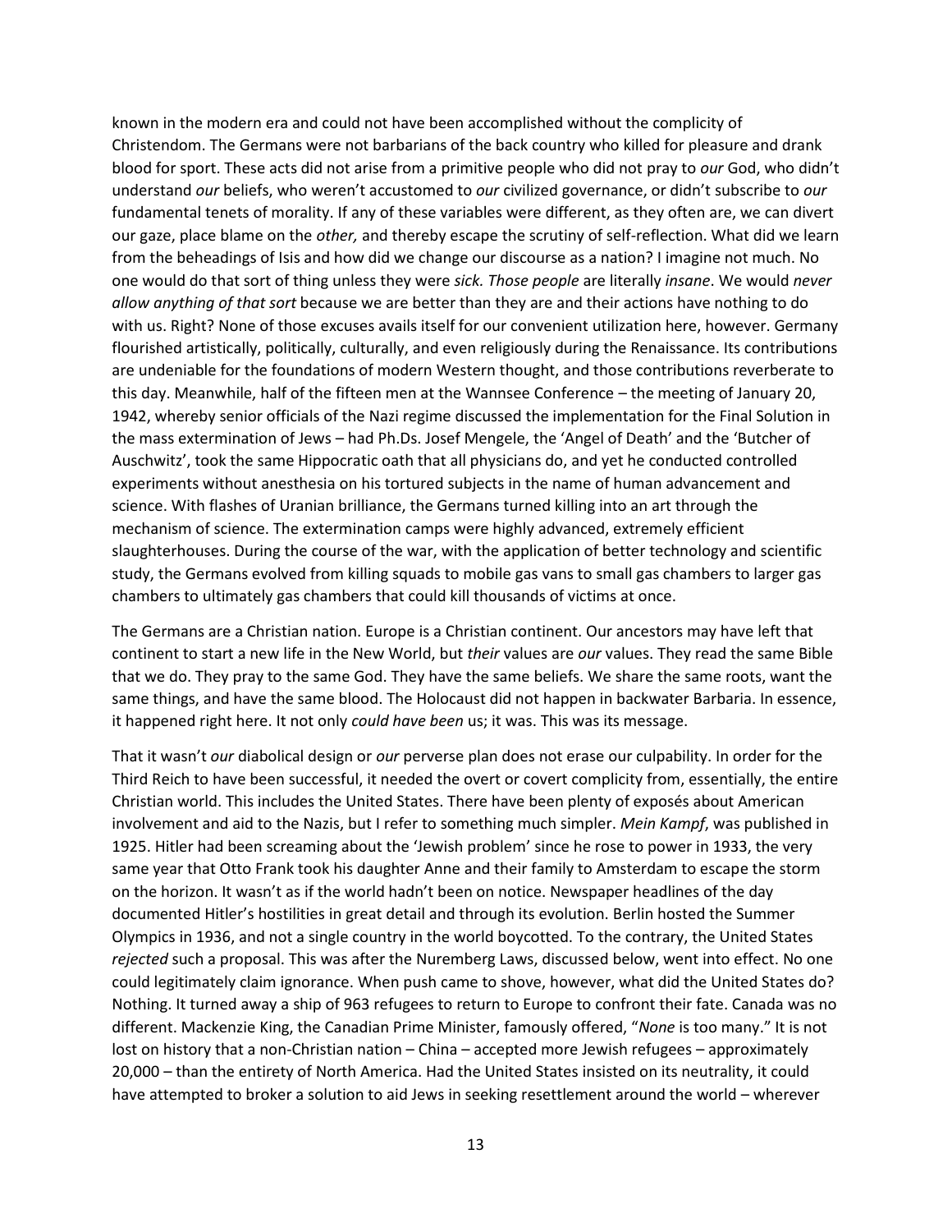known in the modern era and could not have been accomplished without the complicity of Christendom. The Germans were not barbarians of the back country who killed for pleasure and drank blood for sport. These acts did not arise from a primitive people who did not pray to *our* God, who didn't understand *our* beliefs, who weren't accustomed to *our* civilized governance, or didn't subscribe to *our* fundamental tenets of morality. If any of these variables were different, as they often are, we can divert our gaze, place blame on the *other,* and thereby escape the scrutiny of self-reflection. What did we learn from the beheadings of Isis and how did we change our discourse as a nation? I imagine not much. No one would do that sort of thing unless they were *sick. Those people* are literally *insane*. We would *never allow anything of that sort* because we are better than they are and their actions have nothing to do with us. Right? None of those excuses avails itself for our convenient utilization here, however. Germany flourished artistically, politically, culturally, and even religiously during the Renaissance. Its contributions are undeniable for the foundations of modern Western thought, and those contributions reverberate to this day. Meanwhile, half of the fifteen men at the Wannsee Conference – the meeting of January 20, 1942, whereby senior officials of the Nazi regime discussed the implementation for the Final Solution in the mass extermination of Jews – had Ph.Ds. Josef Mengele, the 'Angel of Death' and the 'Butcher of Auschwitz', took the same Hippocratic oath that all physicians do, and yet he conducted controlled experiments without anesthesia on his tortured subjects in the name of human advancement and science. With flashes of Uranian brilliance, the Germans turned killing into an art through the mechanism of science. The extermination camps were highly advanced, extremely efficient slaughterhouses. During the course of the war, with the application of better technology and scientific study, the Germans evolved from killing squads to mobile gas vans to small gas chambers to larger gas chambers to ultimately gas chambers that could kill thousands of victims at once.

The Germans are a Christian nation. Europe is a Christian continent. Our ancestors may have left that continent to start a new life in the New World, but *their* values are *our* values. They read the same Bible that we do. They pray to the same God. They have the same beliefs. We share the same roots, want the same things, and have the same blood. The Holocaust did not happen in backwater Barbaria. In essence, it happened right here. It not only *could have been* us; it was. This was its message.

That it wasn't *our* diabolical design or *our* perverse plan does not erase our culpability. In order for the Third Reich to have been successful, it needed the overt or covert complicity from, essentially, the entire Christian world. This includes the United States. There have been plenty of exposés about American involvement and aid to the Nazis, but I refer to something much simpler. *Mein Kampf*, was published in 1925. Hitler had been screaming about the 'Jewish problem' since he rose to power in 1933, the very same year that Otto Frank took his daughter Anne and their family to Amsterdam to escape the storm on the horizon. It wasn't as if the world hadn't been on notice. Newspaper headlines of the day documented Hitler's hostilities in great detail and through its evolution. Berlin hosted the Summer Olympics in 1936, and not a single country in the world boycotted. To the contrary, the United States *rejected* such a proposal. This was after the Nuremberg Laws, discussed below, went into effect. No one could legitimately claim ignorance. When push came to shove, however, what did the United States do? Nothing. It turned away a ship of 963 refugees to return to Europe to confront their fate. Canada was no different. Mackenzie King, the Canadian Prime Minister, famously offered, "*None* is too many." It is not lost on history that a non-Christian nation – China – accepted more Jewish refugees – approximately 20,000 – than the entirety of North America. Had the United States insisted on its neutrality, it could have attempted to broker a solution to aid Jews in seeking resettlement around the world – wherever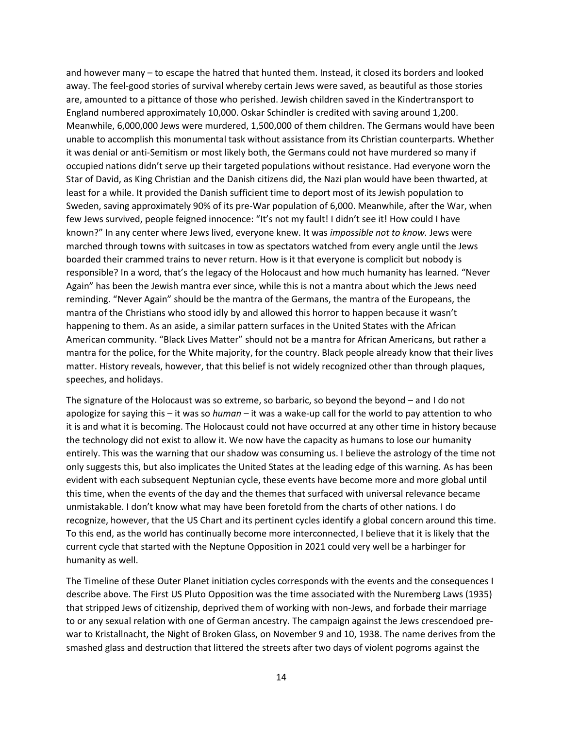and however many – to escape the hatred that hunted them. Instead, it closed its borders and looked away. The feel-good stories of survival whereby certain Jews were saved, as beautiful as those stories are, amounted to a pittance of those who perished. Jewish children saved in the Kindertransport to England numbered approximately 10,000. Oskar Schindler is credited with saving around 1,200. Meanwhile, 6,000,000 Jews were murdered, 1,500,000 of them children. The Germans would have been unable to accomplish this monumental task without assistance from its Christian counterparts. Whether it was denial or anti-Semitism or most likely both, the Germans could not have murdered so many if occupied nations didn't serve up their targeted populations without resistance. Had everyone worn the Star of David, as King Christian and the Danish citizens did, the Nazi plan would have been thwarted, at least for a while. It provided the Danish sufficient time to deport most of its Jewish population to Sweden, saving approximately 90% of its pre-War population of 6,000. Meanwhile, after the War, when few Jews survived, people feigned innocence: "It's not my fault! I didn't see it! How could I have known?" In any center where Jews lived, everyone knew. It was *impossible not to know*. Jews were marched through towns with suitcases in tow as spectators watched from every angle until the Jews boarded their crammed trains to never return. How is it that everyone is complicit but nobody is responsible? In a word, that's the legacy of the Holocaust and how much humanity has learned. "Never Again" has been the Jewish mantra ever since, while this is not a mantra about which the Jews need reminding. "Never Again" should be the mantra of the Germans, the mantra of the Europeans, the mantra of the Christians who stood idly by and allowed this horror to happen because it wasn't happening to them. As an aside, a similar pattern surfaces in the United States with the African American community. "Black Lives Matter" should not be a mantra for African Americans, but rather a mantra for the police, for the White majority, for the country. Black people already know that their lives matter. History reveals, however, that this belief is not widely recognized other than through plaques, speeches, and holidays.

The signature of the Holocaust was so extreme, so barbaric, so beyond the beyond – and I do not apologize for saying this – it was so *human* – it was a wake-up call for the world to pay attention to who it is and what it is becoming. The Holocaust could not have occurred at any other time in history because the technology did not exist to allow it. We now have the capacity as humans to lose our humanity entirely. This was the warning that our shadow was consuming us. I believe the astrology of the time not only suggests this, but also implicates the United States at the leading edge of this warning. As has been evident with each subsequent Neptunian cycle, these events have become more and more global until this time, when the events of the day and the themes that surfaced with universal relevance became unmistakable. I don't know what may have been foretold from the charts of other nations. I do recognize, however, that the US Chart and its pertinent cycles identify a global concern around this time. To this end, as the world has continually become more interconnected, I believe that it is likely that the current cycle that started with the Neptune Opposition in 2021 could very well be a harbinger for humanity as well.

The Timeline of these Outer Planet initiation cycles corresponds with the events and the consequences I describe above. The First US Pluto Opposition was the time associated with the Nuremberg Laws (1935) that stripped Jews of citizenship, deprived them of working with non-Jews, and forbade their marriage to or any sexual relation with one of German ancestry. The campaign against the Jews crescendoed pre-war to Kristallnacht, the Night of Broken Glass, on November 9 and 10, 1938. The name derives from the smashed glass and destruction that littered the streets after two days of violent pogroms against the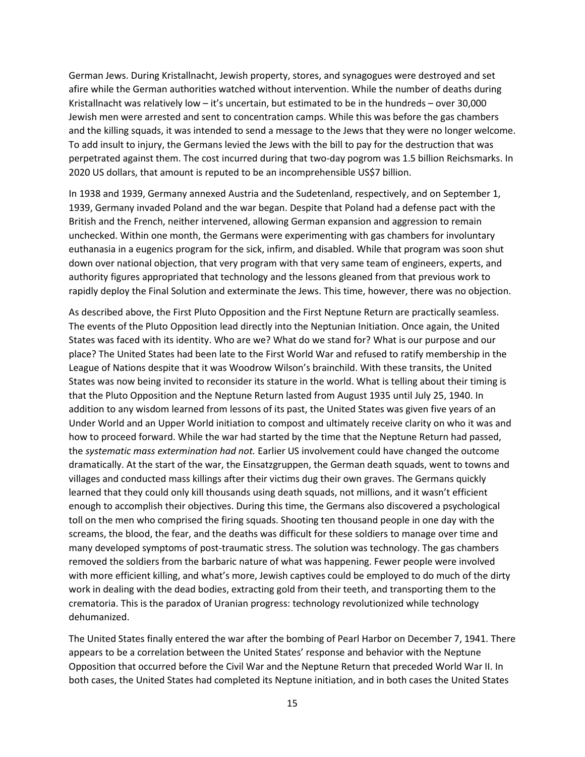German Jews. During Kristallnacht, Jewish property, stores, and synagogues were destroyed and set afire while the German authorities watched without intervention. While the number of deaths during Kristallnacht was relatively low – it's uncertain, but estimated to be in the hundreds – over 30,000 Jewish men were arrested and sent to concentration camps. While this was before the gas chambers and the killing squads, it was intended to send a message to the Jews that they were no longer welcome. To add insult to injury, the Germans levied the Jews with the bill to pay for the destruction that was perpetrated against them. The cost incurred during that two-day pogrom was 1.5 billion Reichsmarks. In 2020 US dollars, that amount is reputed to be an incomprehensible US$7 billion.

In 1938 and 1939, Germany annexed Austria and the Sudetenland, respectively, and on September 1, 1939, Germany invaded Poland and the war began. Despite that Poland had a defense pact with the British and the French, neither intervened, allowing German expansion and aggression to remain unchecked. Within one month, the Germans were experimenting with gas chambers for involuntary euthanasia in a eugenics program for the sick, infirm, and disabled. While that program was soon shut down over national objection, that very program with that very same team of engineers, experts, and authority figures appropriated that technology and the lessons gleaned from that previous work to rapidly deploy the Final Solution and exterminate the Jews. This time, however, there was no objection.

As described above, the First Pluto Opposition and the First Neptune Return are practically seamless. The events of the Pluto Opposition lead directly into the Neptunian Initiation. Once again, the United States was faced with its identity. Who are we? What do we stand for? What is our purpose and our place? The United States had been late to the First World War and refused to ratify membership in the League of Nations despite that it was Woodrow Wilson's brainchild. With these transits, the United States was now being invited to reconsider its stature in the world. What is telling about their timing is that the Pluto Opposition and the Neptune Return lasted from August 1935 until July 25, 1940. In addition to any wisdom learned from lessons of its past, the United States was given five years of an Under World and an Upper World initiation to compost and ultimately receive clarity on who it was and how to proceed forward. While the war had started by the time that the Neptune Return had passed, the *systematic mass extermination had not.* Earlier US involvement could have changed the outcome dramatically. At the start of the war, the Einsatzgruppen, the German death squads, went to towns and villages and conducted mass killings after their victims dug their own graves. The Germans quickly learned that they could only kill thousands using death squads, not millions, and it wasn't efficient enough to accomplish their objectives. During this time, the Germans also discovered a psychological toll on the men who comprised the firing squads. Shooting ten thousand people in one day with the screams, the blood, the fear, and the deaths was difficult for these soldiers to manage over time and many developed symptoms of post-traumatic stress. The solution was technology. The gas chambers removed the soldiers from the barbaric nature of what was happening. Fewer people were involved with more efficient killing, and what's more, Jewish captives could be employed to do much of the dirty work in dealing with the dead bodies, extracting gold from their teeth, and transporting them to the crematoria. This is the paradox of Uranian progress: technology revolutionized while technology dehumanized.

The United States finally entered the war after the bombing of Pearl Harbor on December 7, 1941. There appears to be a correlation between the United States' response and behavior with the Neptune Opposition that occurred before the Civil War and the Neptune Return that preceded World War II. In both cases, the United States had completed its Neptune initiation, and in both cases the United States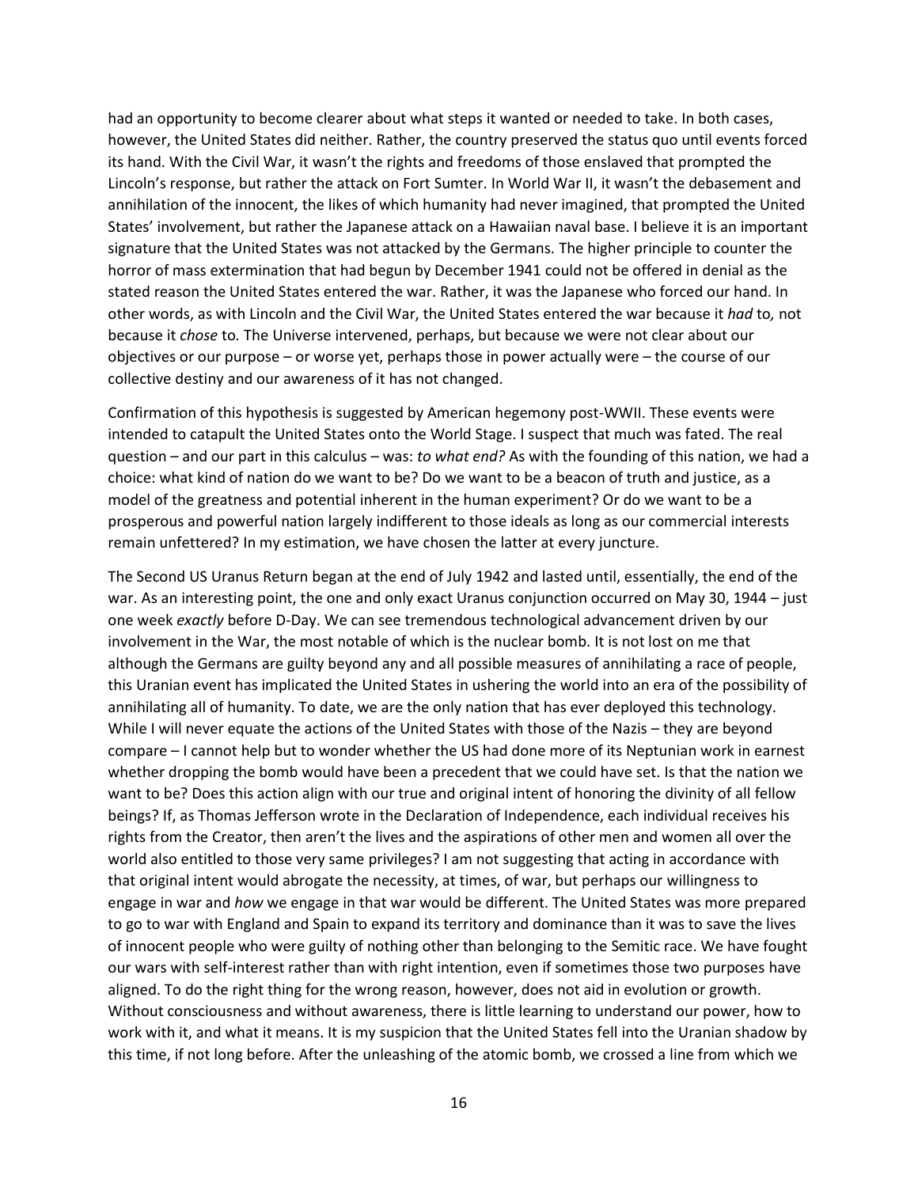had an opportunity to become clearer about what steps it wanted or needed to take. In both cases, however, the United States did neither. Rather, the country preserved the status quo until events forced its hand. With the Civil War, it wasn't the rights and freedoms of those enslaved that prompted the Lincoln's response, but rather the attack on Fort Sumter. In World War II, it wasn't the debasement and annihilation of the innocent, the likes of which humanity had never imagined, that prompted the United States' involvement, but rather the Japanese attack on a Hawaiian naval base. I believe it is an important signature that the United States was not attacked by the Germans. The higher principle to counter the horror of mass extermination that had begun by December 1941 could not be offered in denial as the stated reason the United States entered the war. Rather, it was the Japanese who forced our hand. In other words, as with Lincoln and the Civil War, the United States entered the war because it *had* to, not because it *chose* to. The Universe intervened, perhaps, but because we were not clear about our objectives or our purpose – or worse yet, perhaps those in power actually were – the course of our collective destiny and our awareness of it has not changed.

Confirmation of this hypothesis is suggested by American hegemony post-WWII. These events were intended to catapult the United States onto the World Stage. I suspect that much was fated. The real question – and our part in this calculus – was: *to what end?* As with the founding of this nation, we had a choice: what kind of nation do we want to be? Do we want to be a beacon of truth and justice, as a model of the greatness and potential inherent in the human experiment? Or do we want to be a prosperous and powerful nation largely indifferent to those ideals as long as our commercial interests remain unfettered? In my estimation, we have chosen the latter at every juncture.

The Second US Uranus Return began at the end of July 1942 and lasted until, essentially, the end of the war. As an interesting point, the one and only exact Uranus conjunction occurred on May 30, 1944 – just one week *exactly* before D-Day. We can see tremendous technological advancement driven by our involvement in the War, the most notable of which is the nuclear bomb. It is not lost on me that although the Germans are guilty beyond any and all possible measures of annihilating a race of people, this Uranian event has implicated the United States in ushering the world into an era of the possibility of annihilating all of humanity. To date, we are the only nation that has ever deployed this technology. While I will never equate the actions of the United States with those of the Nazis – they are beyond compare – I cannot help but to wonder whether the US had done more of its Neptunian work in earnest whether dropping the bomb would have been a precedent that we could have set. Is that the nation we want to be? Does this action align with our true and original intent of honoring the divinity of all fellow beings? If, as Thomas Jefferson wrote in the Declaration of Independence, each individual receives his rights from the Creator, then aren't the lives and the aspirations of other men and women all over the world also entitled to those very same privileges? I am not suggesting that acting in accordance with that original intent would abrogate the necessity, at times, of war, but perhaps our willingness to engage in war and *how* we engage in that war would be different. The United States was more prepared to go to war with England and Spain to expand its territory and dominance than it was to save the lives of innocent people who were guilty of nothing other than belonging to the Semitic race. We have fought our wars with self-interest rather than with right intention, even if sometimes those two purposes have aligned. To do the right thing for the wrong reason, however, does not aid in evolution or growth. Without consciousness and without awareness, there is little learning to understand our power, how to work with it, and what it means. It is my suspicion that the United States fell into the Uranian shadow by this time, if not long before. After the unleashing of the atomic bomb, we crossed a line from which we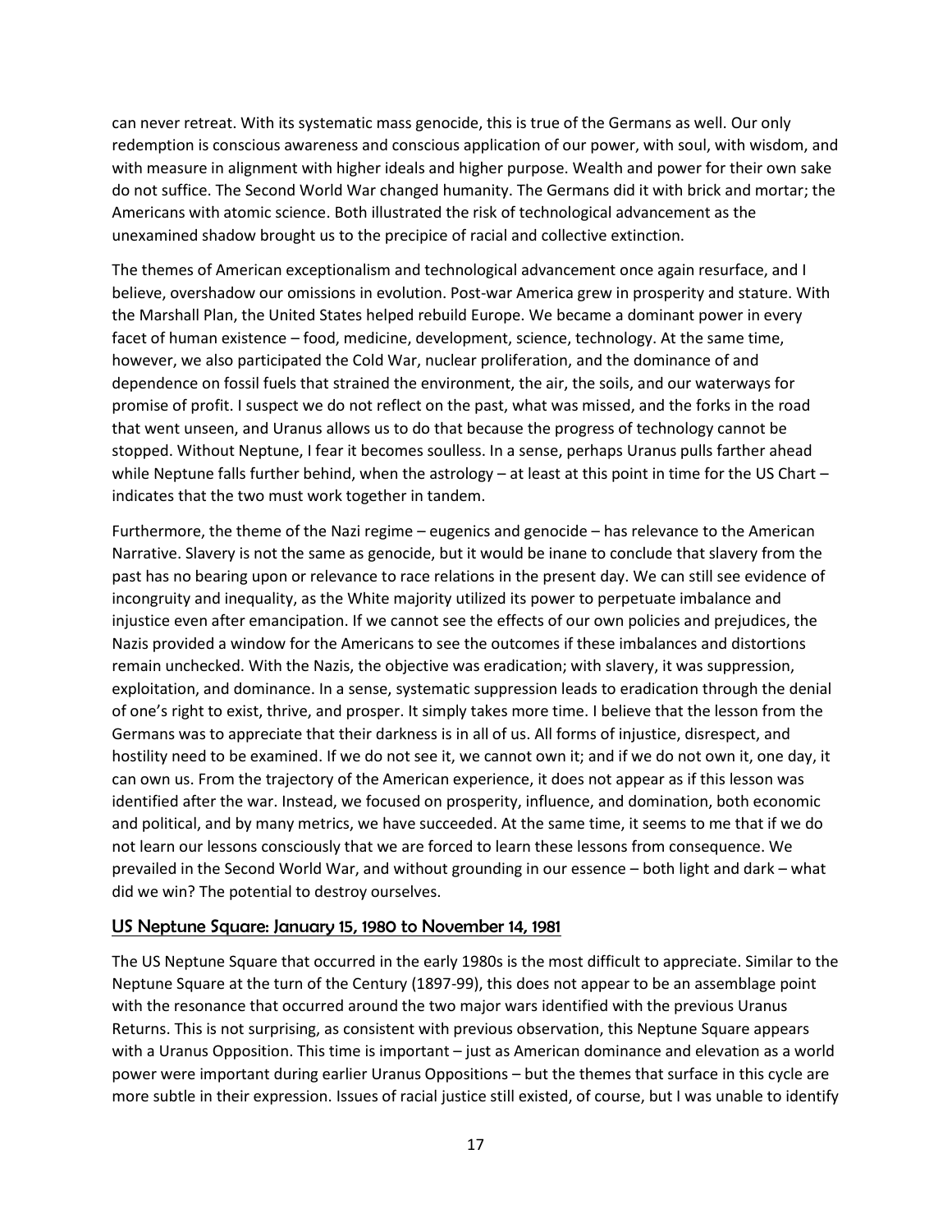can never retreat. With its systematic mass genocide, this is true of the Germans as well. Our only redemption is conscious awareness and conscious application of our power, with soul, with wisdom, and with measure in alignment with higher ideals and higher purpose. Wealth and power for their own sake do not suffice. The Second World War changed humanity. The Germans did it with brick and mortar; the Americans with atomic science. Both illustrated the risk of technological advancement as the unexamined shadow brought us to the precipice of racial and collective extinction.

The themes of American exceptionalism and technological advancement once again resurface, and I believe, overshadow our omissions in evolution. Post-war America grew in prosperity and stature. With the Marshall Plan, the United States helped rebuild Europe. We became a dominant power in every facet of human existence – food, medicine, development, science, technology. At the same time, however, we also participated the Cold War, nuclear proliferation, and the dominance of and dependence on fossil fuels that strained the environment, the air, the soils, and our waterways for promise of profit. I suspect we do not reflect on the past, what was missed, and the forks in the road that went unseen, and Uranus allows us to do that because the progress of technology cannot be stopped. Without Neptune, I fear it becomes soulless. In a sense, perhaps Uranus pulls farther ahead while Neptune falls further behind, when the astrology – at least at this point in time for the US Chart – indicates that the two must work together in tandem.

Furthermore, the theme of the Nazi regime – eugenics and genocide – has relevance to the American Narrative. Slavery is not the same as genocide, but it would be inane to conclude that slavery from the past has no bearing upon or relevance to race relations in the present day. We can still see evidence of incongruity and inequality, as the White majority utilized its power to perpetuate imbalance and injustice even after emancipation. If we cannot see the effects of our own policies and prejudices, the Nazis provided a window for the Americans to see the outcomes if these imbalances and distortions remain unchecked. With the Nazis, the objective was eradication; with slavery, it was suppression, exploitation, and dominance. In a sense, systematic suppression leads to eradication through the denial of one's right to exist, thrive, and prosper. It simply takes more time. I believe that the lesson from the Germans was to appreciate that their darkness is in all of us. All forms of injustice, disrespect, and hostility need to be examined. If we do not see it, we cannot own it; and if we do not own it, one day, it can own us. From the trajectory of the American experience, it does not appear as if this lesson was identified after the war. Instead, we focused on prosperity, influence, and domination, both economic and political, and by many metrics, we have succeeded. At the same time, it seems to me that if we do not learn our lessons consciously that we are forced to learn these lessons from consequence. We prevailed in the Second World War, and without grounding in our essence – both light and dark – what did we win? The potential to destroy ourselves.

## US Neptune Square: January 15, 1980 to November 14, 1981

The US Neptune Square that occurred in the early 1980s is the most difficult to appreciate. Similar to the Neptune Square at the turn of the Century (1897-99), this does not appear to be an assemblage point with the resonance that occurred around the two major wars identified with the previous Uranus Returns. This is not surprising, as consistent with previous observation, this Neptune Square appears with a Uranus Opposition. This time is important – just as American dominance and elevation as a world power were important during earlier Uranus Oppositions – but the themes that surface in this cycle are more subtle in their expression. Issues of racial justice still existed, of course, but I was unable to identify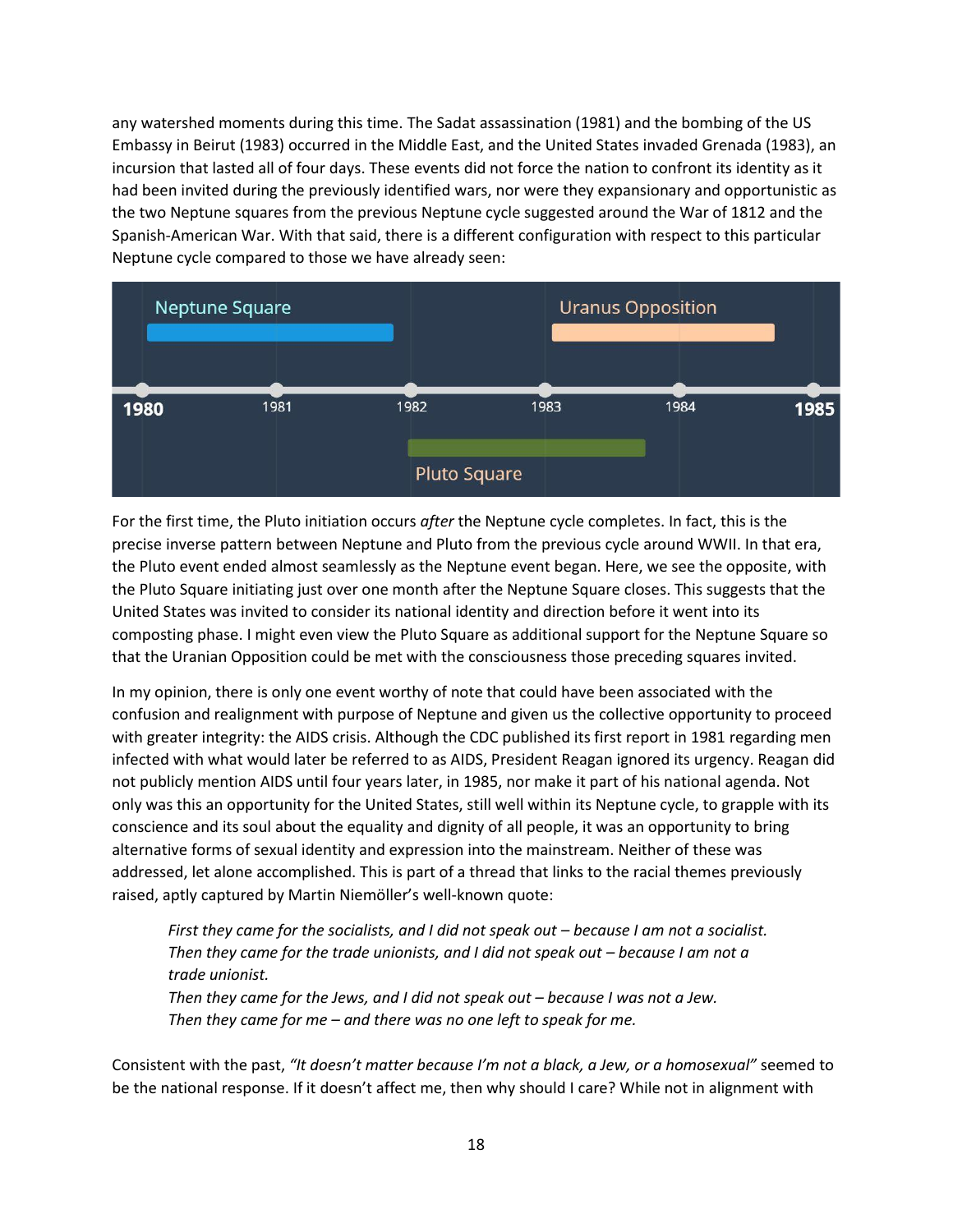any watershed moments during this time. The Sadat assassination (1981) and the bombing of the US Embassy in Beirut (1983) occurred in the Middle East, and the United States invaded Grenada (1983), an incursion that lasted all of four days. These events did not force the nation to confront its identity as it had been invited during the previously identified wars, nor were they expansionary and opportunistic as the two Neptune squares from the previous Neptune cycle suggested around the War of 1812 and the Spanish-American War. With that said, there is a different configuration with respect to this particular Neptune cycle compared to those we have already seen:

Neptune Square

Uranus Opposition

1980

1981

1982

1983

1984

1985

Pluto Square

For the first time, the Pluto initiation occurs *after* the Neptune cycle completes. In fact, this is the precise inverse pattern between Neptune and Pluto from the previous cycle around WWII. In that era, the Pluto event ended almost seamlessly as the Neptune event began. Here, we see the opposite, with the Pluto Square initiating just over one month after the Neptune Square closes. This suggests that the United States was invited to consider its national identity and direction before it went into its composting phase. I might even view the Pluto Square as additional support for the Neptune Square so that the Uranian Opposition could be met with the consciousness those preceding squares invited.

In my opinion, there is only one event worthy of note that could have been associated with the confusion and realignment with purpose of Neptune and given us the collective opportunity to proceed with greater integrity: the AIDS crisis. Although the CDC published its first report in 1981 regarding men infected with what would later be referred to as AIDS, President Reagan ignored its urgency. Reagan did not publicly mention AIDS until four years later, in 1985, nor make it part of his national agenda. Not only was this an opportunity for the United States, still well within its Neptune cycle, to grapple with its conscience and its soul about the equality and dignity of all people, it was an opportunity to bring alternative forms of sexual identity and expression into the mainstream. Neither of these was addressed, let alone accomplished. This is part of a thread that links to the racial themes previously raised, aptly captured by Martin Niemöller's well-known quote:

> *First they came for the socialists, and I did not speak out – because I am not a socialist.*
> *Then they came for the trade unionists, and I did not speak out – because I am not a trade unionist.*
> *Then they came for the Jews, and I did not speak out – because I was not a Jew.*
> *Then they came for me – and there was no one left to speak for me.*

Consistent with the past, *"It doesn't matter because I'm not a black, a Jew, or a homosexual"* seemed to be the national response. If it doesn't affect me, then why should I care? While not in alignment with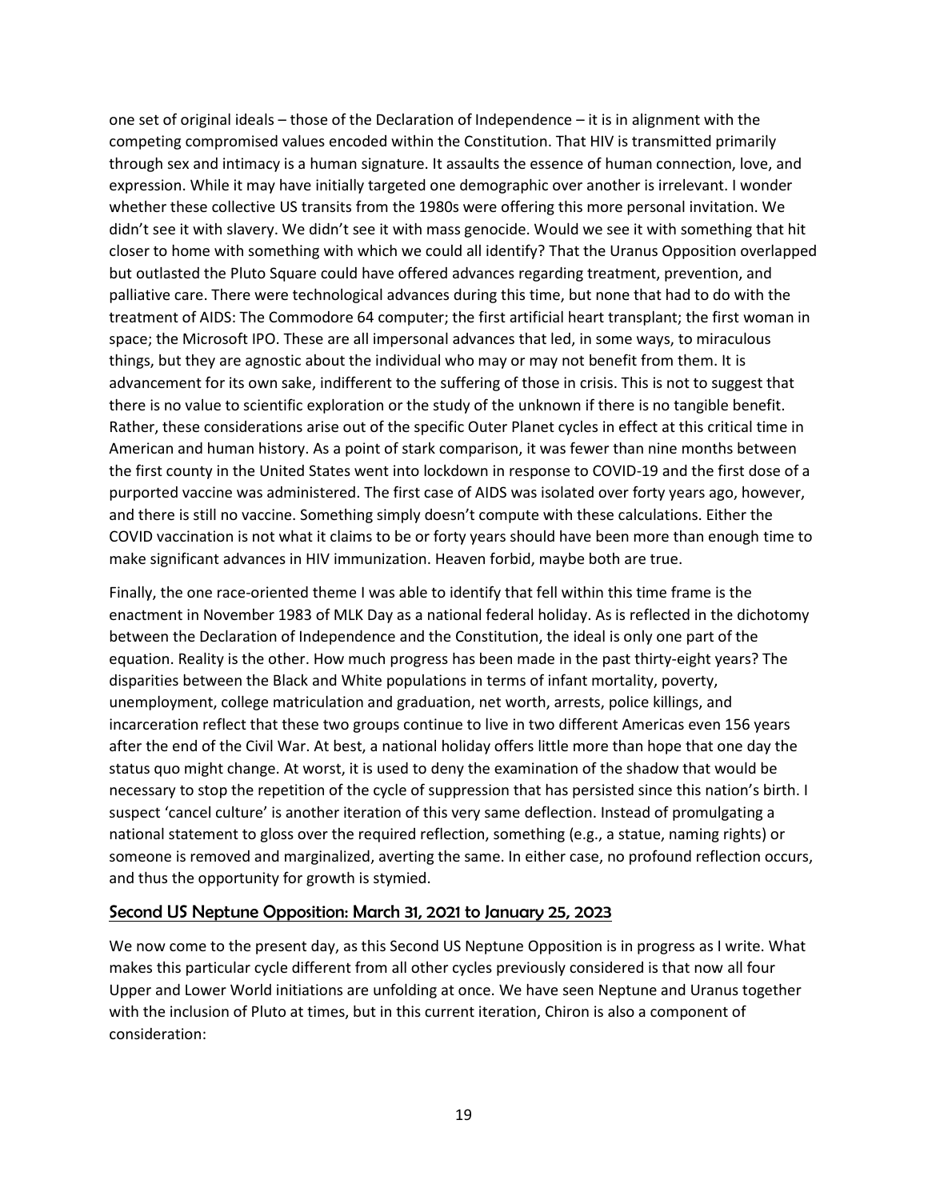one set of original ideals – those of the Declaration of Independence – it is in alignment with the competing compromised values encoded within the Constitution. That HIV is transmitted primarily through sex and intimacy is a human signature. It assaults the essence of human connection, love, and expression. While it may have initially targeted one demographic over another is irrelevant. I wonder whether these collective US transits from the 1980s were offering this more personal invitation. We didn't see it with slavery. We didn't see it with mass genocide. Would we see it with something that hit closer to home with something with which we could all identify? That the Uranus Opposition overlapped but outlasted the Pluto Square could have offered advances regarding treatment, prevention, and palliative care. There were technological advances during this time, but none that had to do with the treatment of AIDS: The Commodore 64 computer; the first artificial heart transplant; the first woman in space; the Microsoft IPO. These are all impersonal advances that led, in some ways, to miraculous things, but they are agnostic about the individual who may or may not benefit from them. It is advancement for its own sake, indifferent to the suffering of those in crisis. This is not to suggest that there is no value to scientific exploration or the study of the unknown if there is no tangible benefit. Rather, these considerations arise out of the specific Outer Planet cycles in effect at this critical time in American and human history. As a point of stark comparison, it was fewer than nine months between the first county in the United States went into lockdown in response to COVID-19 and the first dose of a purported vaccine was administered. The first case of AIDS was isolated over forty years ago, however, and there is still no vaccine. Something simply doesn't compute with these calculations. Either the COVID vaccination is not what it claims to be or forty years should have been more than enough time to make significant advances in HIV immunization. Heaven forbid, maybe both are true.

Finally, the one race-oriented theme I was able to identify that fell within this time frame is the enactment in November 1983 of MLK Day as a national federal holiday. As is reflected in the dichotomy between the Declaration of Independence and the Constitution, the ideal is only one part of the equation. Reality is the other. How much progress has been made in the past thirty-eight years? The disparities between the Black and White populations in terms of infant mortality, poverty, unemployment, college matriculation and graduation, net worth, arrests, police killings, and incarceration reflect that these two groups continue to live in two different Americas even 156 years after the end of the Civil War. At best, a national holiday offers little more than hope that one day the status quo might change. At worst, it is used to deny the examination of the shadow that would be necessary to stop the repetition of the cycle of suppression that has persisted since this nation's birth. I suspect 'cancel culture' is another iteration of this very same deflection. Instead of promulgating a national statement to gloss over the required reflection, something (e.g., a statue, naming rights) or someone is removed and marginalized, averting the same. In either case, no profound reflection occurs, and thus the opportunity for growth is stymied.

## Second US Neptune Opposition: March 31, 2021 to January 25, 2023

We now come to the present day, as this Second US Neptune Opposition is in progress as I write. What makes this particular cycle different from all other cycles previously considered is that now all four Upper and Lower World initiations are unfolding at once. We have seen Neptune and Uranus together with the inclusion of Pluto at times, but in this current iteration, Chiron is also a component of consideration: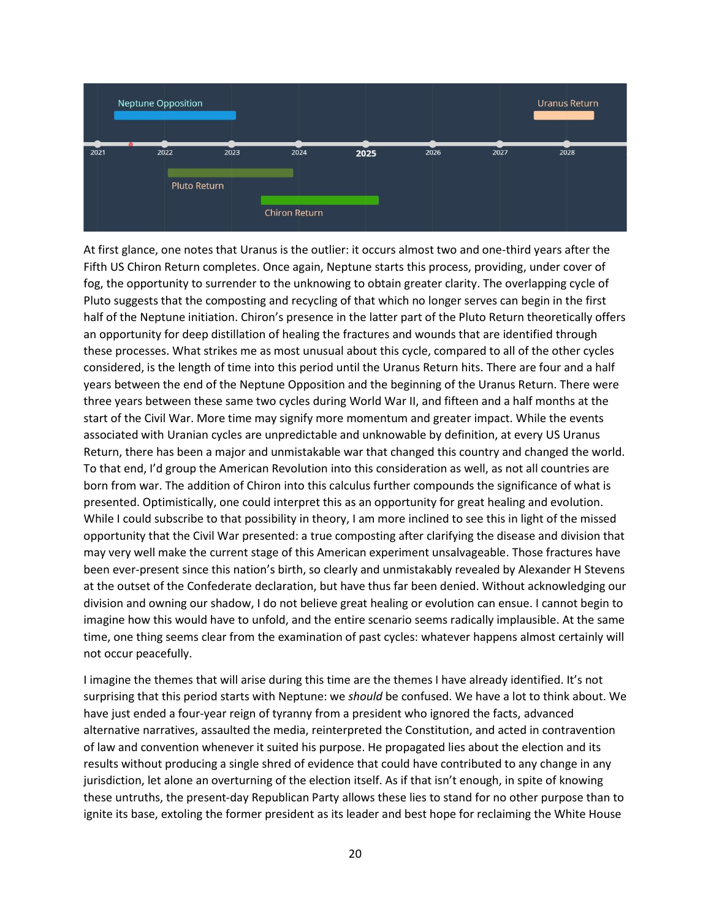At first glance, one notes that Uranus is the outlier: it occurs almost two and one-third years after the Fifth US Chiron Return completes. Once again, Neptune starts this process, providing, under cover of fog, the opportunity to surrender to the unknowing to obtain greater clarity. The overlapping cycle of Pluto suggests that the composting and recycling of that which no longer serves can begin in the first half of the Neptune initiation. Chiron's presence in the latter part of the Pluto Return theoretically offers an opportunity for deep distillation of healing the fractures and wounds that are identified through these processes. What strikes me as most unusual about this cycle, compared to all of the other cycles considered, is the length of time into this period until the Uranus Return hits. There are four and a half years between the end of the Neptune Opposition and the beginning of the Uranus Return. There were three years between these same two cycles during World War II, and fifteen and a half months at the start of the Civil War. More time may signify more momentum and greater impact. While the events associated with Uranian cycles are unpredictable and unknowable by definition, at every US Uranus Return, there has been a major and unmistakable war that changed this country and changed the world. To that end, I'd group the American Revolution into this consideration as well, as not all countries are born from war. The addition of Chiron into this calculus further compounds the significance of what is presented. Optimistically, one could interpret this as an opportunity for great healing and evolution. While I could subscribe to that possibility in theory, I am more inclined to see this in light of the missed opportunity that the Civil War presented: a true composting after clarifying the disease and division that may very well make the current stage of this American experiment unsalvageable. Those fractures have been ever-present since this nation's birth, so clearly and unmistakably revealed by Alexander H Stevens at the outset of the Confederate declaration, but have thus far been denied. Without acknowledging our division and owning our shadow, I do not believe great healing or evolution can ensue. I cannot begin to imagine how this would have to unfold, and the entire scenario seems radically implausible. At the same time, one thing seems clear from the examination of past cycles: whatever happens almost certainly will not occur peacefully.

I imagine the themes that will arise during this time are the themes I have already identified. It's not surprising that this period starts with Neptune: we *should* be confused. We have a lot to think about. We have just ended a four-year reign of tyranny from a president who ignored the facts, advanced alternative narratives, assaulted the media, reinterpreted the Constitution, and acted in contravention of law and convention whenever it suited his purpose. He propagated lies about the election and its results without producing a single shred of evidence that could have contributed to any change in any jurisdiction, let alone an overturning of the election itself. As if that isn't enough, in spite of knowing these untruths, the present-day Republican Party allows these lies to stand for no other purpose than to ignite its base, extoling the former president as its leader and best hope for reclaiming the White House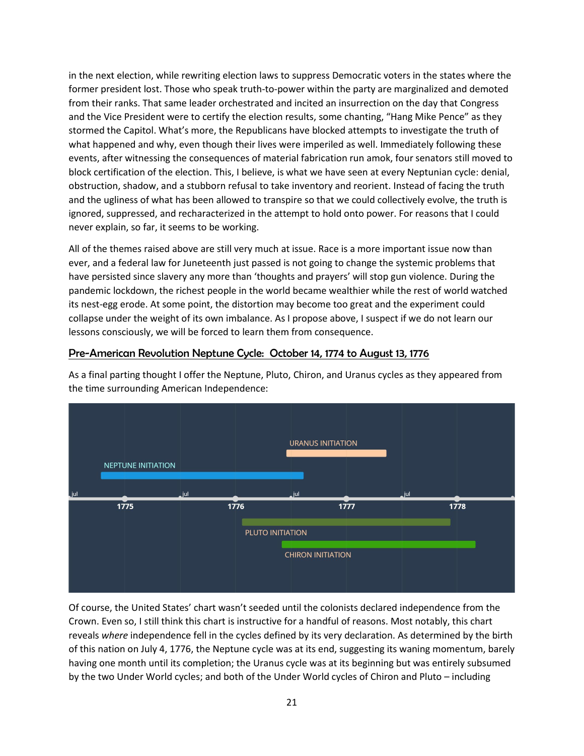in the next election, while rewriting election laws to suppress Democratic voters in the states where the former president lost. Those who speak truth-to-power within the party are marginalized and demoted from their ranks. That same leader orchestrated and incited an insurrection on the day that Congress and the Vice President were to certify the election results, some chanting, "Hang Mike Pence" as they stormed the Capitol. What's more, the Republicans have blocked attempts to investigate the truth of what happened and why, even though their lives were imperiled as well. Immediately following these events, after witnessing the consequences of material fabrication run amok, four senators still moved to block certification of the election. This, I believe, is what we have seen at every Neptunian cycle: denial, obstruction, shadow, and a stubborn refusal to take inventory and reorient. Instead of facing the truth and the ugliness of what has been allowed to transpire so that we could collectively evolve, the truth is ignored, suppressed, and recharacterized in the attempt to hold onto power. For reasons that I could never explain, so far, it seems to be working.

All of the themes raised above are still very much at issue. Race is a more important issue now than ever, and a federal law for Juneteenth just passed is not going to change the systemic problems that have persisted since slavery any more than 'thoughts and prayers' will stop gun violence. During the pandemic lockdown, the richest people in the world became wealthier while the rest of world watched its nest-egg erode. At some point, the distortion may become too great and the experiment could collapse under the weight of its own imbalance. As I propose above, I suspect if we do not learn our lessons consciously, we will be forced to learn them from consequence.

## Pre-American Revolution Neptune Cycle: October 14, 1774 to August 13, 1776

As a final parting thought I offer the Neptune, Pluto, Chiron, and Uranus cycles as they appeared from the time surrounding American Independence:

URANUS INITIATION

NEPTUNE INITIATION

jul 1775 jul 1776 jul 1777 jul 1778

PLUTO INITIATION

CHIRON INITIATION

Of course, the United States' chart wasn't seeded until the colonists declared independence from the Crown. Even so, I still think this chart is instructive for a handful of reasons. Most notably, this chart reveals *where* independence fell in the cycles defined by its very declaration. As determined by the birth of this nation on July 4, 1776, the Neptune cycle was at its end, suggesting its waning momentum, barely having one month until its completion; the Uranus cycle was at its beginning but was entirely subsumed by the two Under World cycles; and both of the Under World cycles of Chiron and Pluto – including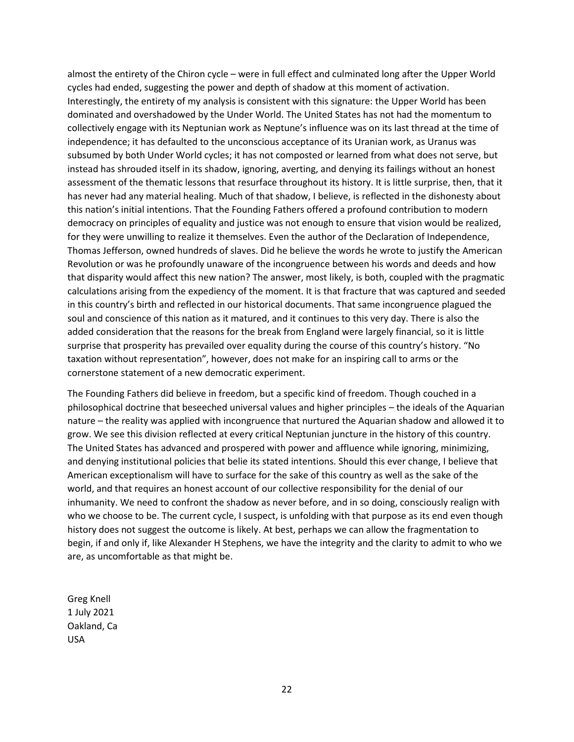almost the entirety of the Chiron cycle – were in full effect and culminated long after the Upper World cycles had ended, suggesting the power and depth of shadow at this moment of activation. Interestingly, the entirety of my analysis is consistent with this signature: the Upper World has been dominated and overshadowed by the Under World. The United States has not had the momentum to collectively engage with its Neptunian work as Neptune's influence was on its last thread at the time of independence; it has defaulted to the unconscious acceptance of its Uranian work, as Uranus was subsumed by both Under World cycles; it has not composted or learned from what does not serve, but instead has shrouded itself in its shadow, ignoring, averting, and denying its failings without an honest assessment of the thematic lessons that resurface throughout its history. It is little surprise, then, that it has never had any material healing. Much of that shadow, I believe, is reflected in the dishonesty about this nation's initial intentions. That the Founding Fathers offered a profound contribution to modern democracy on principles of equality and justice was not enough to ensure that vision would be realized, for they were unwilling to realize it themselves. Even the author of the Declaration of Independence, Thomas Jefferson, owned hundreds of slaves. Did he believe the words he wrote to justify the American Revolution or was he profoundly unaware of the incongruence between his words and deeds and how that disparity would affect this new nation? The answer, most likely, is both, coupled with the pragmatic calculations arising from the expediency of the moment. It is that fracture that was captured and seeded in this country's birth and reflected in our historical documents. That same incongruence plagued the soul and conscience of this nation as it matured, and it continues to this very day. There is also the added consideration that the reasons for the break from England were largely financial, so it is little surprise that prosperity has prevailed over equality during the course of this country's history. "No taxation without representation", however, does not make for an inspiring call to arms or the cornerstone statement of a new democratic experiment.

The Founding Fathers did believe in freedom, but a specific kind of freedom. Though couched in a philosophical doctrine that beseeched universal values and higher principles – the ideals of the Aquarian nature – the reality was applied with incongruence that nurtured the Aquarian shadow and allowed it to grow. We see this division reflected at every critical Neptunian juncture in the history of this country. The United States has advanced and prospered with power and affluence while ignoring, minimizing, and denying institutional policies that belie its stated intentions. Should this ever change, I believe that American exceptionalism will have to surface for the sake of this country as well as the sake of the world, and that requires an honest account of our collective responsibility for the denial of our inhumanity. We need to confront the shadow as never before, and in so doing, consciously realign with who we choose to be. The current cycle, I suspect, is unfolding with that purpose as its end even though history does not suggest the outcome is likely. At best, perhaps we can allow the fragmentation to begin, if and only if, like Alexander H Stephens, we have the integrity and the clarity to admit to who we are, as uncomfortable as that might be.

Greg Knell  
1 July 2021  
Oakland, Ca  
USA